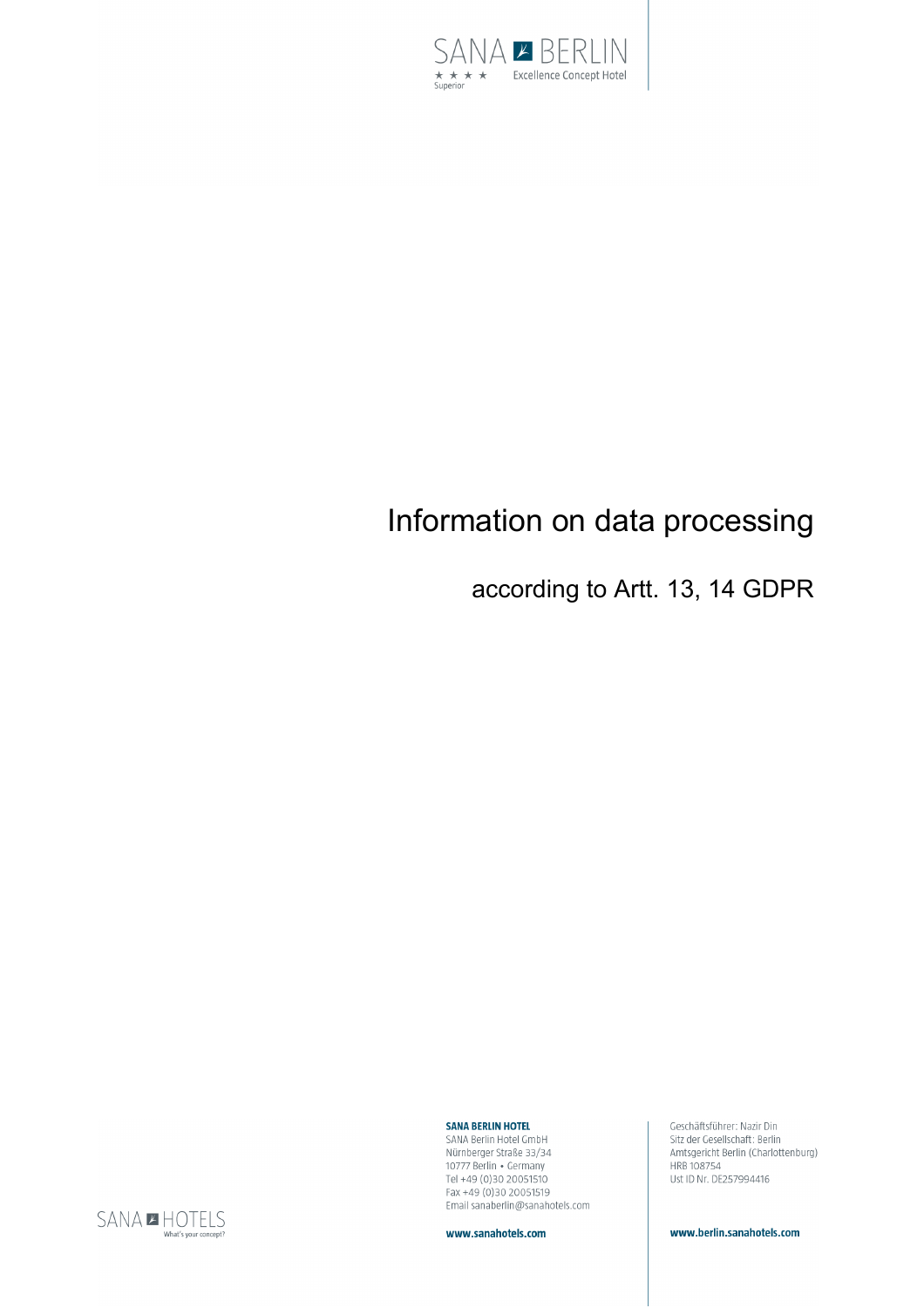SANA BERLIN
★ ★ ★ ★
Superior
Excellence Concept Hotel

# Information on data processing

## according to Artt. 13, 14 GDPR

**SANA BERLIN HOTEL**
SANA Berlin Hotel GmbH
Nürnberger Straße 33/34
10777 Berlin • Germany
Tel +49 (0)30 20051510
Fax +49 (0)30 20051519
Email sanaberlin@sanahotels.com

**www.sanahotels.com**

Geschäftsführer: Nazir Din
Sitz der Gesellschaft: Berlin
Amtsgericht Berlin (Charlottenburg)
HRB 108754
Ust ID Nr. DE257994416

**www.berlin.sanahotels.com**

SANA HOTELS
What's your concept?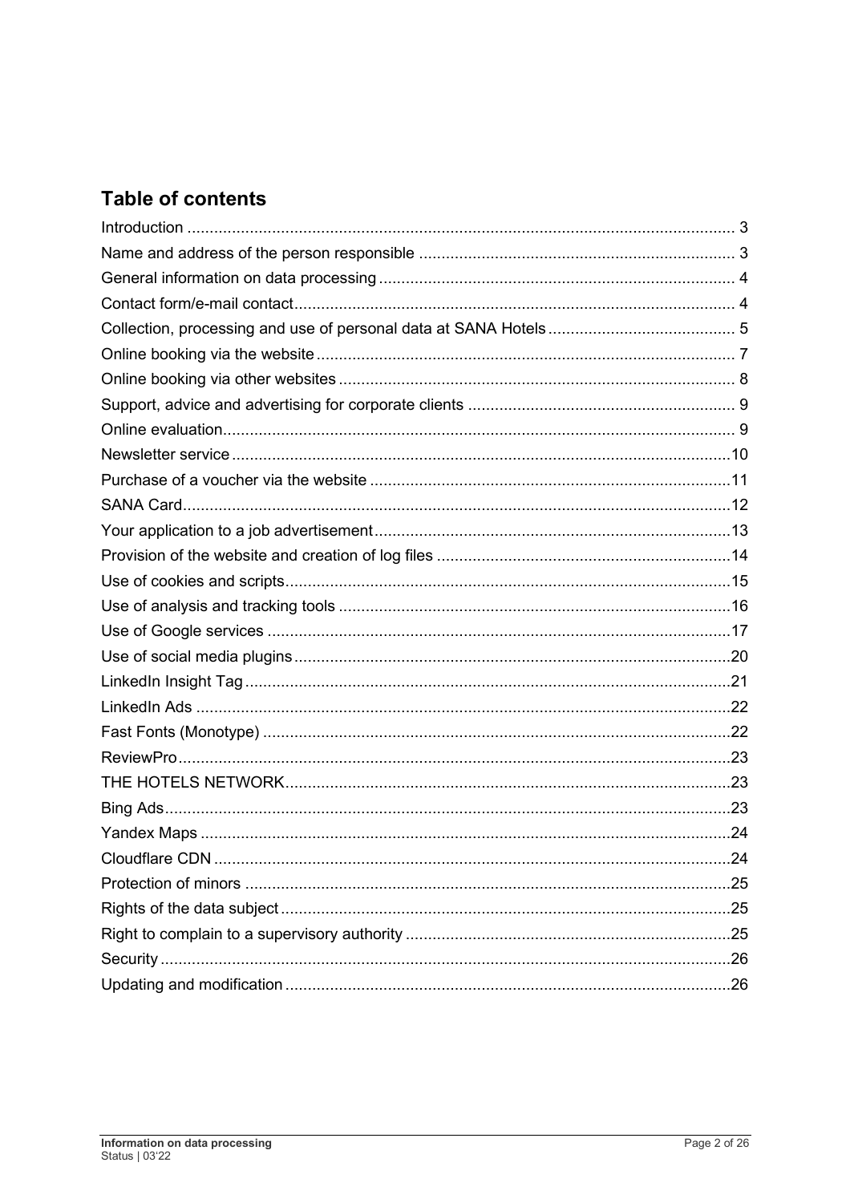## Table of contents

| | |
|---|---|
| Introduction | 3 |
| Name and address of the person responsible | 3 |
| General information on data processing | 4 |
| Contact form/e-mail contact | 4 |
| Collection, processing and use of personal data at SANA Hotels | 5 |
| Online booking via the website | 7 |
| Online booking via other websites | 8 |
| Support, advice and advertising for corporate clients | 9 |
| Online evaluation | 9 |
| Newsletter service | 10 |
| Purchase of a voucher via the website | 11 |
| SANA Card | 12 |
| Your application to a job advertisement | 13 |
| Provision of the website and creation of log files | 14 |
| Use of cookies and scripts | 15 |
| Use of analysis and tracking tools | 16 |
| Use of Google services | 17 |
| Use of social media plugins | 20 |
| LinkedIn Insight Tag | 21 |
| LinkedIn Ads | 22 |
| Fast Fonts (Monotype) | 22 |
| ReviewPro | 23 |
| THE HOTELS NETWORK | 23 |
| Bing Ads | 23 |
| Yandex Maps | 24 |
| Cloudflare CDN | 24 |
| Protection of minors | 25 |
| Rights of the data subject | 25 |
| Right to complain to a supervisory authority | 25 |
| Security | 26 |
| Updating and modification | 26 |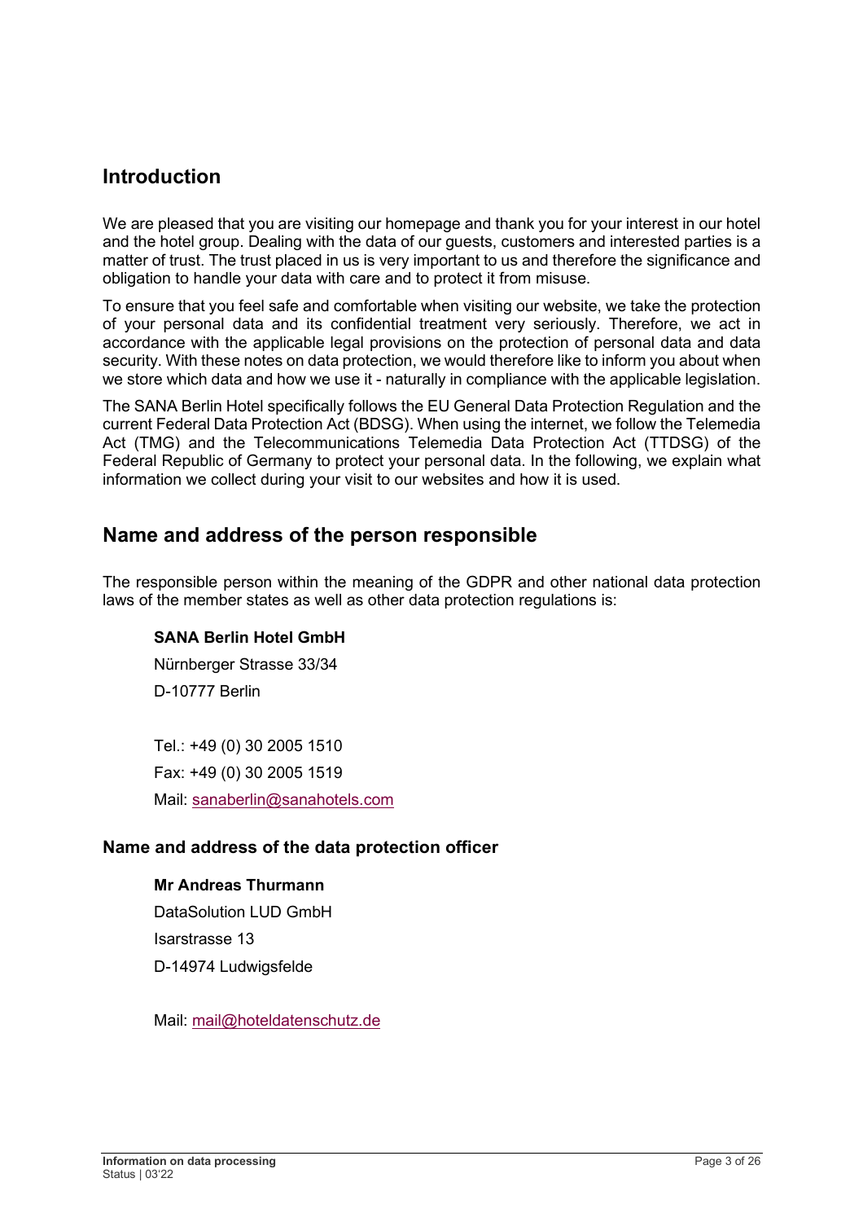## Introduction

We are pleased that you are visiting our homepage and thank you for your interest in our hotel and the hotel group. Dealing with the data of our guests, customers and interested parties is a matter of trust. The trust placed in us is very important to us and therefore the significance and obligation to handle your data with care and to protect it from misuse.

To ensure that you feel safe and comfortable when visiting our website, we take the protection of your personal data and its confidential treatment very seriously. Therefore, we act in accordance with the applicable legal provisions on the protection of personal data and data security. With these notes on data protection, we would therefore like to inform you about when we store which data and how we use it - naturally in compliance with the applicable legislation.

The SANA Berlin Hotel specifically follows the EU General Data Protection Regulation and the current Federal Data Protection Act (BDSG). When using the internet, we follow the Telemedia Act (TMG) and the Telecommunications Telemedia Data Protection Act (TTDSG) of the Federal Republic of Germany to protect your personal data. In the following, we explain what information we collect during your visit to our websites and how it is used.

## Name and address of the person responsible

The responsible person within the meaning of the GDPR and other national data protection laws of the member states as well as other data protection regulations is:

**SANA Berlin Hotel GmbH**
Nürnberger Strasse 33/34
D-10777 Berlin

Tel.: +49 (0) 30 2005 1510
Fax: +49 (0) 30 2005 1519
Mail: sanaberlin@sanahotels.com

### Name and address of the data protection officer

**Mr Andreas Thurmann**
DataSolution LUD GmbH
Isarstrasse 13
D-14974 Ludwigsfelde

Mail: mail@hoteldatenschutz.de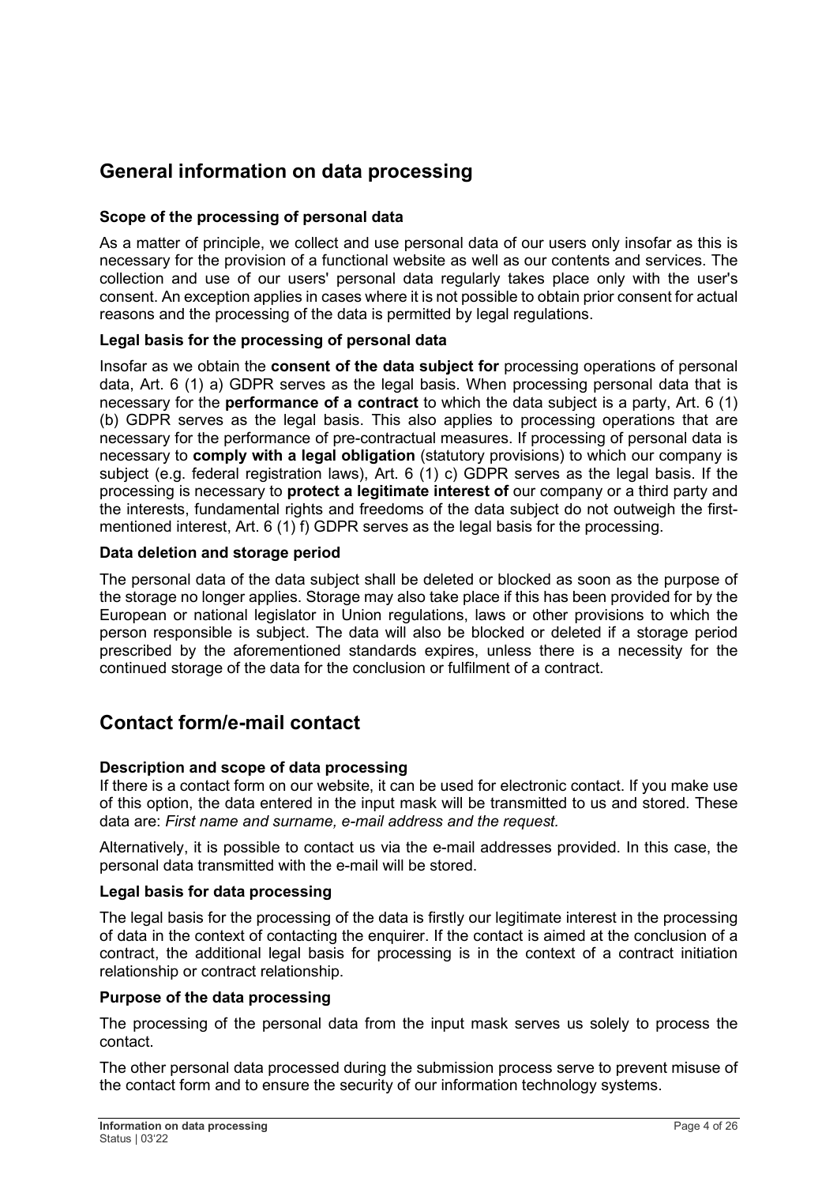## General information on data processing

### Scope of the processing of personal data

As a matter of principle, we collect and use personal data of our users only insofar as this is necessary for the provision of a functional website as well as our contents and services. The collection and use of our users' personal data regularly takes place only with the user's consent. An exception applies in cases where it is not possible to obtain prior consent for actual reasons and the processing of the data is permitted by legal regulations.

### Legal basis for the processing of personal data

Insofar as we obtain the **consent of the data subject for** processing operations of personal data, Art. 6 (1) a) GDPR serves as the legal basis. When processing personal data that is necessary for the **performance of a contract** to which the data subject is a party, Art. 6 (1) (b) GDPR serves as the legal basis. This also applies to processing operations that are necessary for the performance of pre-contractual measures. If processing of personal data is necessary to **comply with a legal obligation** (statutory provisions) to which our company is subject (e.g. federal registration laws), Art. 6 (1) c) GDPR serves as the legal basis. If the processing is necessary to **protect a legitimate interest of** our company or a third party and the interests, fundamental rights and freedoms of the data subject do not outweigh the first-mentioned interest, Art. 6 (1) f) GDPR serves as the legal basis for the processing.

### Data deletion and storage period

The personal data of the data subject shall be deleted or blocked as soon as the purpose of the storage no longer applies. Storage may also take place if this has been provided for by the European or national legislator in Union regulations, laws or other provisions to which the person responsible is subject. The data will also be blocked or deleted if a storage period prescribed by the aforementioned standards expires, unless there is a necessity for the continued storage of the data for the conclusion or fulfilment of a contract.

## Contact form/e-mail contact

### Description and scope of data processing

If there is a contact form on our website, it can be used for electronic contact. If you make use of this option, the data entered in the input mask will be transmitted to us and stored. These data are: *First name and surname, e-mail address and the request.*

Alternatively, it is possible to contact us via the e-mail addresses provided. In this case, the personal data transmitted with the e-mail will be stored.

### Legal basis for data processing

The legal basis for the processing of the data is firstly our legitimate interest in the processing of data in the context of contacting the enquirer. If the contact is aimed at the conclusion of a contract, the additional legal basis for processing is in the context of a contract initiation relationship or contract relationship.

### Purpose of the data processing

The processing of the personal data from the input mask serves us solely to process the contact.

The other personal data processed during the submission process serve to prevent misuse of the contact form and to ensure the security of our information technology systems.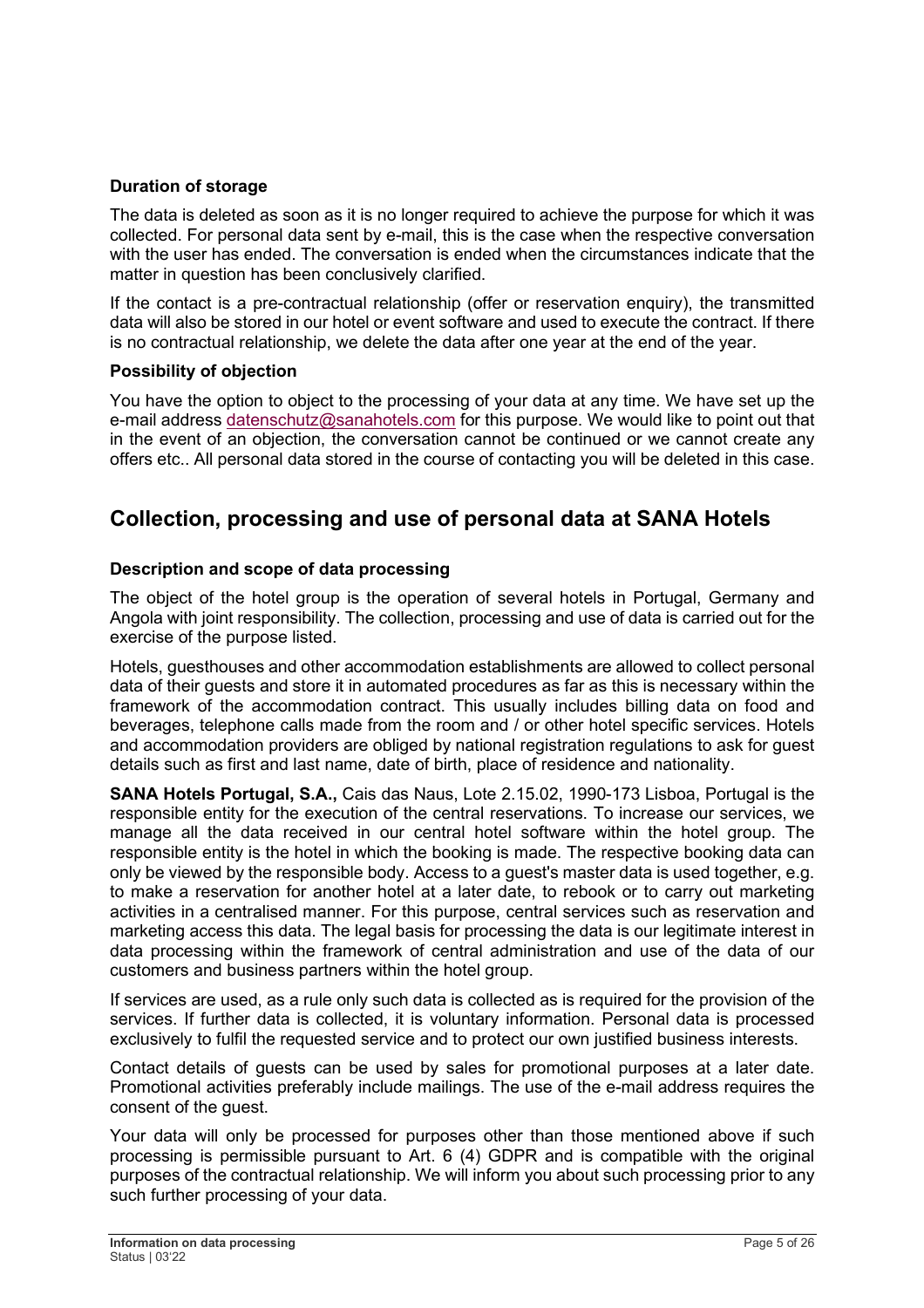### Duration of storage

The data is deleted as soon as it is no longer required to achieve the purpose for which it was collected. For personal data sent by e-mail, this is the case when the respective conversation with the user has ended. The conversation is ended when the circumstances indicate that the matter in question has been conclusively clarified.

If the contact is a pre-contractual relationship (offer or reservation enquiry), the transmitted data will also be stored in our hotel or event software and used to execute the contract. If there is no contractual relationship, we delete the data after one year at the end of the year.

### Possibility of objection

You have the option to object to the processing of your data at any time. We have set up the e-mail address datenschutz@sanahotels.com for this purpose. We would like to point out that in the event of an objection, the conversation cannot be continued or we cannot create any offers etc.. All personal data stored in the course of contacting you will be deleted in this case.

## Collection, processing and use of personal data at SANA Hotels

### Description and scope of data processing

The object of the hotel group is the operation of several hotels in Portugal, Germany and Angola with joint responsibility. The collection, processing and use of data is carried out for the exercise of the purpose listed.

Hotels, guesthouses and other accommodation establishments are allowed to collect personal data of their guests and store it in automated procedures as far as this is necessary within the framework of the accommodation contract. This usually includes billing data on food and beverages, telephone calls made from the room and / or other hotel specific services. Hotels and accommodation providers are obliged by national registration regulations to ask for guest details such as first and last name, date of birth, place of residence and nationality.

**SANA Hotels Portugal, S.A.,** Cais das Naus, Lote 2.15.02, 1990-173 Lisboa, Portugal is the responsible entity for the execution of the central reservations. To increase our services, we manage all the data received in our central hotel software within the hotel group. The responsible entity is the hotel in which the booking is made. The respective booking data can only be viewed by the responsible body. Access to a guest's master data is used together, e.g. to make a reservation for another hotel at a later date, to rebook or to carry out marketing activities in a centralised manner. For this purpose, central services such as reservation and marketing access this data. The legal basis for processing the data is our legitimate interest in data processing within the framework of central administration and use of the data of our customers and business partners within the hotel group.

If services are used, as a rule only such data is collected as is required for the provision of the services. If further data is collected, it is voluntary information. Personal data is processed exclusively to fulfil the requested service and to protect our own justified business interests.

Contact details of guests can be used by sales for promotional purposes at a later date. Promotional activities preferably include mailings. The use of the e-mail address requires the consent of the guest.

Your data will only be processed for purposes other than those mentioned above if such processing is permissible pursuant to Art. 6 (4) GDPR and is compatible with the original purposes of the contractual relationship. We will inform you about such processing prior to any such further processing of your data.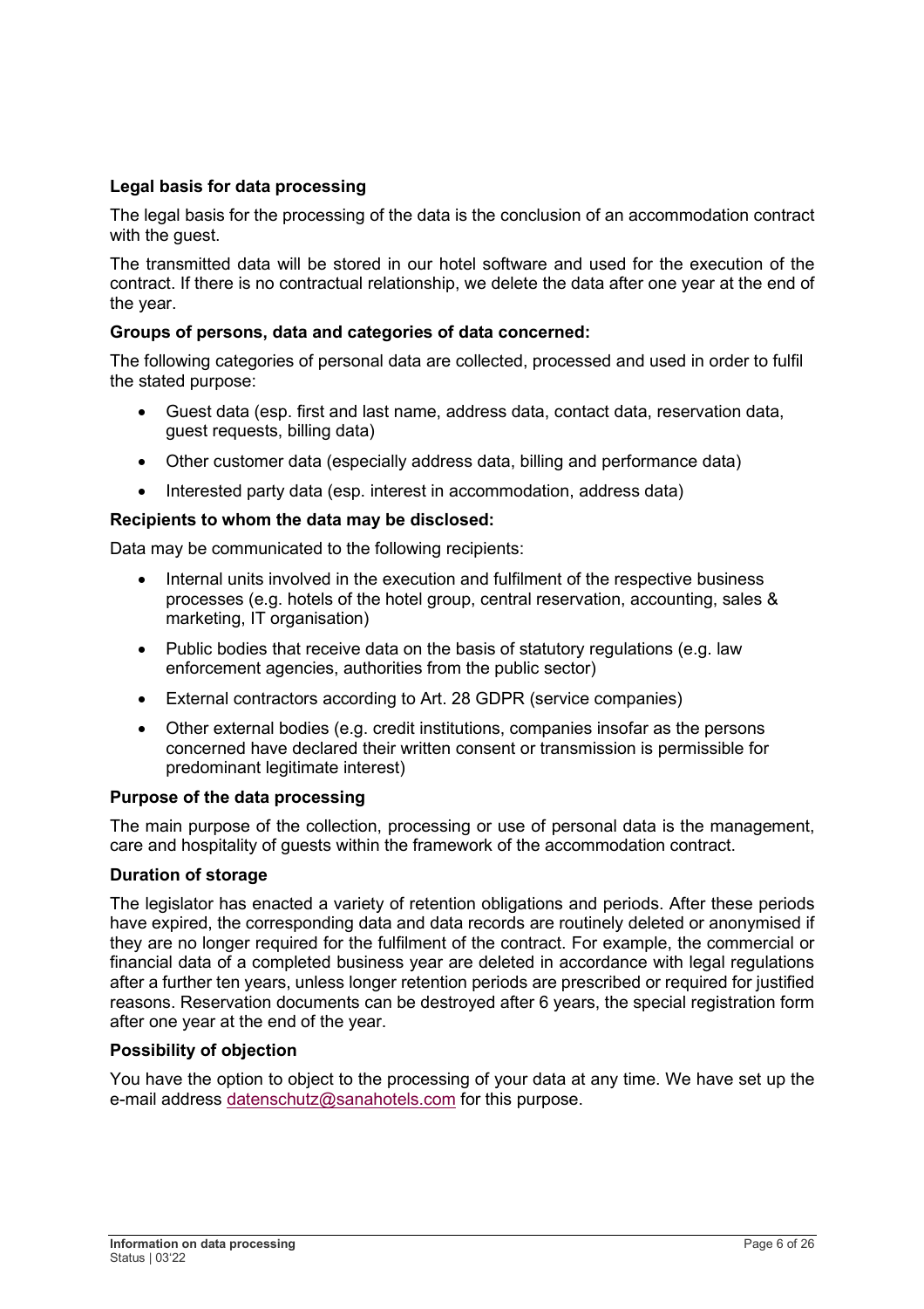**Legal basis for data processing**

The legal basis for the processing of the data is the conclusion of an accommodation contract with the guest.

The transmitted data will be stored in our hotel software and used for the execution of the contract. If there is no contractual relationship, we delete the data after one year at the end of the year.

**Groups of persons, data and categories of data concerned:**

The following categories of personal data are collected, processed and used in order to fulfil the stated purpose:

- Guest data (esp. first and last name, address data, contact data, reservation data, guest requests, billing data)
- Other customer data (especially address data, billing and performance data)
- Interested party data (esp. interest in accommodation, address data)

**Recipients to whom the data may be disclosed:**

Data may be communicated to the following recipients:

- Internal units involved in the execution and fulfilment of the respective business processes (e.g. hotels of the hotel group, central reservation, accounting, sales & marketing, IT organisation)
- Public bodies that receive data on the basis of statutory regulations (e.g. law enforcement agencies, authorities from the public sector)
- External contractors according to Art. 28 GDPR (service companies)
- Other external bodies (e.g. credit institutions, companies insofar as the persons concerned have declared their written consent or transmission is permissible for predominant legitimate interest)

**Purpose of the data processing**

The main purpose of the collection, processing or use of personal data is the management, care and hospitality of guests within the framework of the accommodation contract.

**Duration of storage**

The legislator has enacted a variety of retention obligations and periods. After these periods have expired, the corresponding data and data records are routinely deleted or anonymised if they are no longer required for the fulfilment of the contract. For example, the commercial or financial data of a completed business year are deleted in accordance with legal regulations after a further ten years, unless longer retention periods are prescribed or required for justified reasons. Reservation documents can be destroyed after 6 years, the special registration form after one year at the end of the year.

**Possibility of objection**

You have the option to object to the processing of your data at any time. We have set up the e-mail address datenschutz@sanahotels.com for this purpose.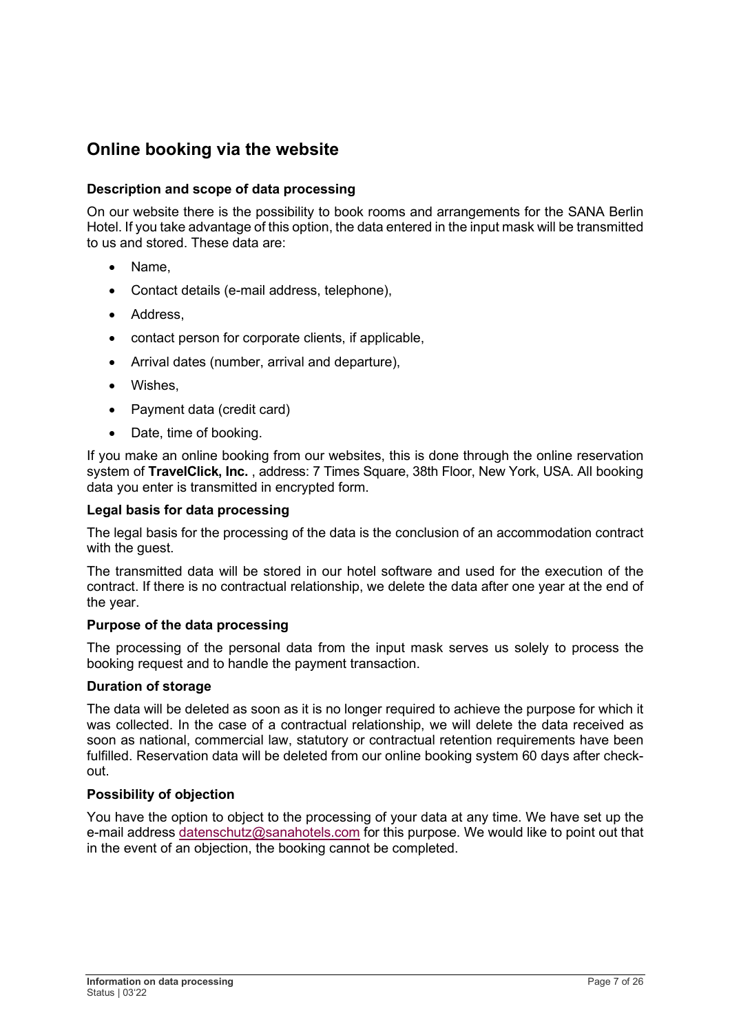## Online booking via the website

### Description and scope of data processing

On our website there is the possibility to book rooms and arrangements for the SANA Berlin Hotel. If you take advantage of this option, the data entered in the input mask will be transmitted to us and stored. These data are:

- Name,
- Contact details (e-mail address, telephone),
- Address,
- contact person for corporate clients, if applicable,
- Arrival dates (number, arrival and departure),
- Wishes,
- Payment data (credit card)
- Date, time of booking.

If you make an online booking from our websites, this is done through the online reservation system of **TravelClick, Inc.** , address: 7 Times Square, 38th Floor, New York, USA. All booking data you enter is transmitted in encrypted form.

### Legal basis for data processing

The legal basis for the processing of the data is the conclusion of an accommodation contract with the guest.

The transmitted data will be stored in our hotel software and used for the execution of the contract. If there is no contractual relationship, we delete the data after one year at the end of the year.

### Purpose of the data processing

The processing of the personal data from the input mask serves us solely to process the booking request and to handle the payment transaction.

### Duration of storage

The data will be deleted as soon as it is no longer required to achieve the purpose for which it was collected. In the case of a contractual relationship, we will delete the data received as soon as national, commercial law, statutory or contractual retention requirements have been fulfilled. Reservation data will be deleted from our online booking system 60 days after check-out.

### Possibility of objection

You have the option to object to the processing of your data at any time. We have set up the e-mail address datenschutz@sanahotels.com for this purpose. We would like to point out that in the event of an objection, the booking cannot be completed.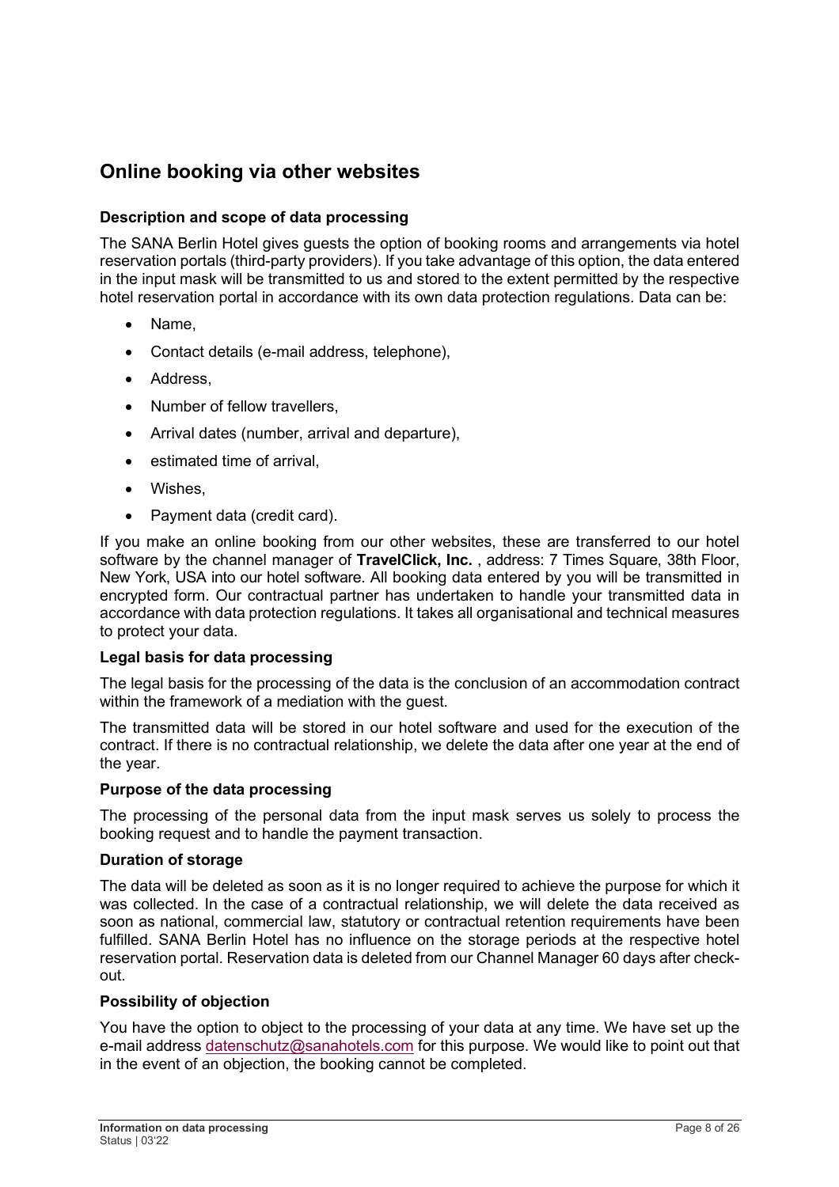## Online booking via other websites

### Description and scope of data processing

The SANA Berlin Hotel gives guests the option of booking rooms and arrangements via hotel reservation portals (third-party providers). If you take advantage of this option, the data entered in the input mask will be transmitted to us and stored to the extent permitted by the respective hotel reservation portal in accordance with its own data protection regulations. Data can be:

- Name,
- Contact details (e-mail address, telephone),
- Address,
- Number of fellow travellers,
- Arrival dates (number, arrival and departure),
- estimated time of arrival,
- Wishes,
- Payment data (credit card).

If you make an online booking from our other websites, these are transferred to our hotel software by the channel manager of **TravelClick, Inc.** , address: 7 Times Square, 38th Floor, New York, USA into our hotel software. All booking data entered by you will be transmitted in encrypted form. Our contractual partner has undertaken to handle your transmitted data in accordance with data protection regulations. It takes all organisational and technical measures to protect your data.

### Legal basis for data processing

The legal basis for the processing of the data is the conclusion of an accommodation contract within the framework of a mediation with the guest.

The transmitted data will be stored in our hotel software and used for the execution of the contract. If there is no contractual relationship, we delete the data after one year at the end of the year.

### Purpose of the data processing

The processing of the personal data from the input mask serves us solely to process the booking request and to handle the payment transaction.

### Duration of storage

The data will be deleted as soon as it is no longer required to achieve the purpose for which it was collected. In the case of a contractual relationship, we will delete the data received as soon as national, commercial law, statutory or contractual retention requirements have been fulfilled. SANA Berlin Hotel has no influence on the storage periods at the respective hotel reservation portal. Reservation data is deleted from our Channel Manager 60 days after check-out.

### Possibility of objection

You have the option to object to the processing of your data at any time. We have set up the e-mail address datenschutz@sanahotels.com for this purpose. We would like to point out that in the event of an objection, the booking cannot be completed.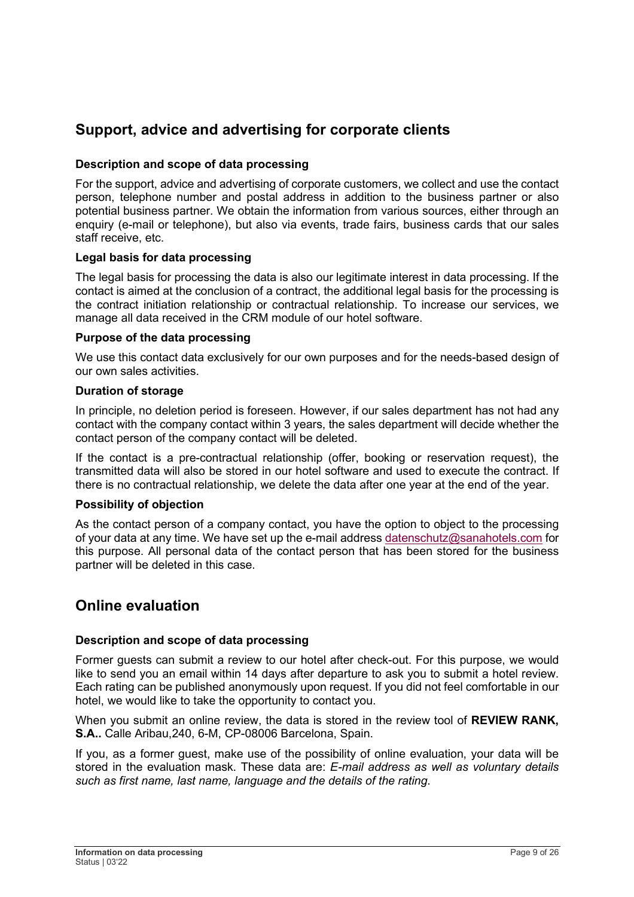## Support, advice and advertising for corporate clients

### Description and scope of data processing

For the support, advice and advertising of corporate customers, we collect and use the contact person, telephone number and postal address in addition to the business partner or also potential business partner. We obtain the information from various sources, either through an enquiry (e-mail or telephone), but also via events, trade fairs, business cards that our sales staff receive, etc.

### Legal basis for data processing

The legal basis for processing the data is also our legitimate interest in data processing. If the contact is aimed at the conclusion of a contract, the additional legal basis for the processing is the contract initiation relationship or contractual relationship. To increase our services, we manage all data received in the CRM module of our hotel software.

### Purpose of the data processing

We use this contact data exclusively for our own purposes and for the needs-based design of our own sales activities.

### Duration of storage

In principle, no deletion period is foreseen. However, if our sales department has not had any contact with the company contact within 3 years, the sales department will decide whether the contact person of the company contact will be deleted.

If the contact is a pre-contractual relationship (offer, booking or reservation request), the transmitted data will also be stored in our hotel software and used to execute the contract. If there is no contractual relationship, we delete the data after one year at the end of the year.

### Possibility of objection

As the contact person of a company contact, you have the option to object to the processing of your data at any time. We have set up the e-mail address datenschutz@sanahotels.com for this purpose. All personal data of the contact person that has been stored for the business partner will be deleted in this case.

## Online evaluation

### Description and scope of data processing

Former guests can submit a review to our hotel after check-out. For this purpose, we would like to send you an email within 14 days after departure to ask you to submit a hotel review. Each rating can be published anonymously upon request. If you did not feel comfortable in our hotel, we would like to take the opportunity to contact you.

When you submit an online review, the data is stored in the review tool of **REVIEW RANK, S.A..** Calle Aribau,240, 6-M, CP-08006 Barcelona, Spain.

If you, as a former guest, make use of the possibility of online evaluation, your data will be stored in the evaluation mask. These data are: *E-mail address as well as voluntary details such as first name, last name, language and the details of the rating*.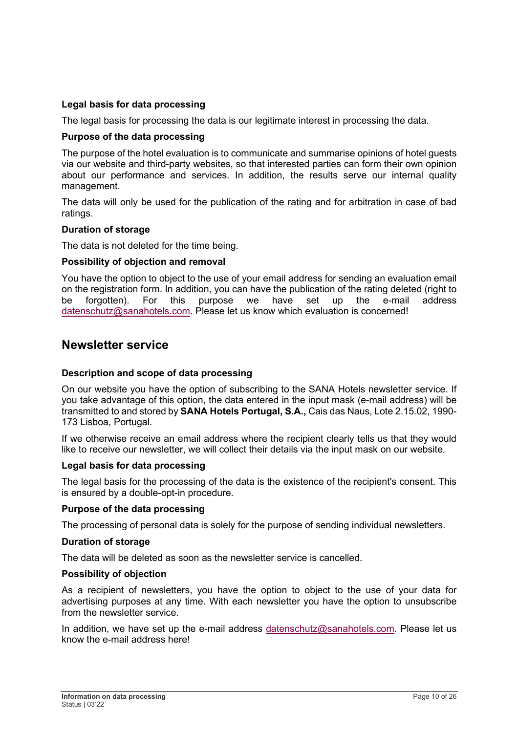### Legal basis for data processing

The legal basis for processing the data is our legitimate interest in processing the data.

### Purpose of the data processing

The purpose of the hotel evaluation is to communicate and summarise opinions of hotel guests via our website and third-party websites, so that interested parties can form their own opinion about our performance and services. In addition, the results serve our internal quality management.

The data will only be used for the publication of the rating and for arbitration in case of bad ratings.

### Duration of storage

The data is not deleted for the time being.

### Possibility of objection and removal

You have the option to object to the use of your email address for sending an evaluation email on the registration form. In addition, you can have the publication of the rating deleted (right to be forgotten). For this purpose we have set up the e-mail address datenschutz@sanahotels.com. Please let us know which evaluation is concerned!

## Newsletter service

### Description and scope of data processing

On our website you have the option of subscribing to the SANA Hotels newsletter service. If you take advantage of this option, the data entered in the input mask (e-mail address) will be transmitted to and stored by **SANA Hotels Portugal, S.A.,** Cais das Naus, Lote 2.15.02, 1990-173 Lisboa, Portugal.

If we otherwise receive an email address where the recipient clearly tells us that they would like to receive our newsletter, we will collect their details via the input mask on our website.

### Legal basis for data processing

The legal basis for the processing of the data is the existence of the recipient's consent. This is ensured by a double-opt-in procedure.

### Purpose of the data processing

The processing of personal data is solely for the purpose of sending individual newsletters.

### Duration of storage

The data will be deleted as soon as the newsletter service is cancelled.

### Possibility of objection

As a recipient of newsletters, you have the option to object to the use of your data for advertising purposes at any time. With each newsletter you have the option to unsubscribe from the newsletter service.

In addition, we have set up the e-mail address datenschutz@sanahotels.com. Please let us know the e-mail address here!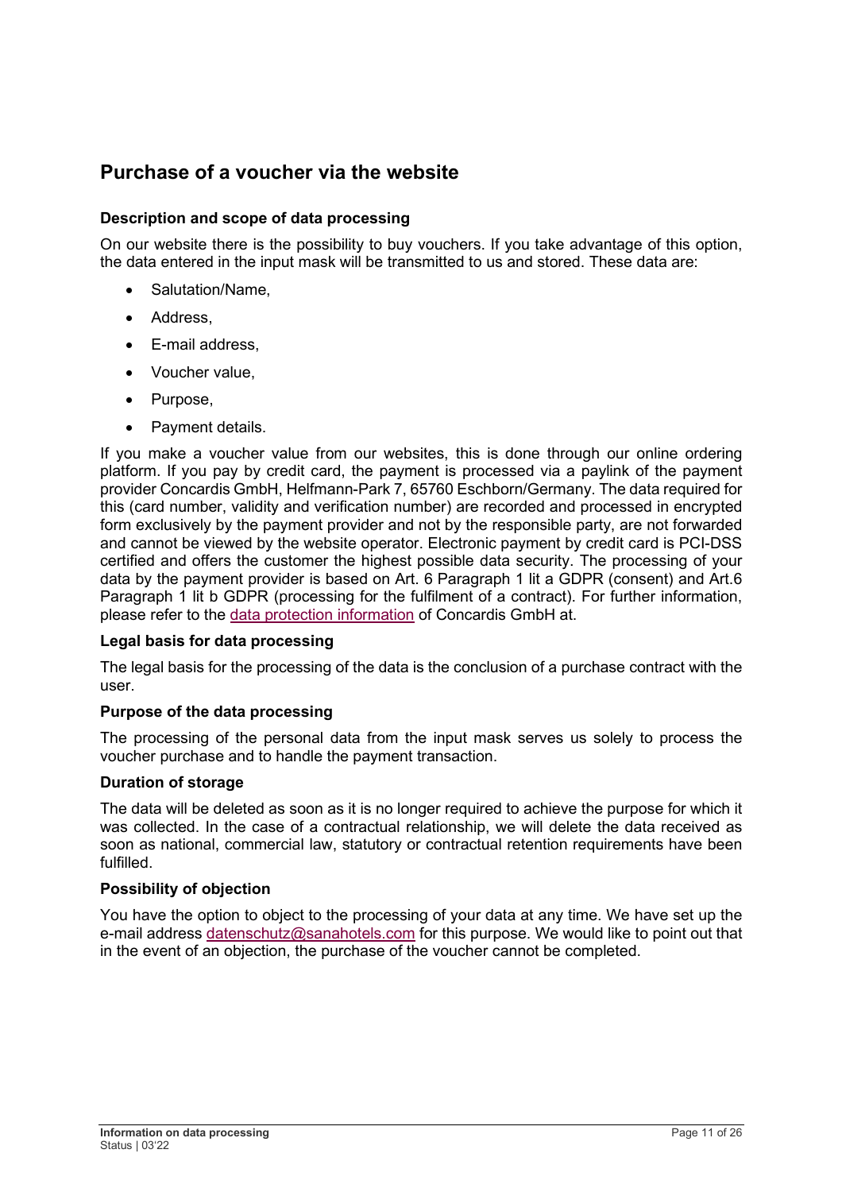## Purchase of a voucher via the website

### Description and scope of data processing

On our website there is the possibility to buy vouchers. If you take advantage of this option, the data entered in the input mask will be transmitted to us and stored. These data are:

- Salutation/Name,
- Address,
- E-mail address,
- Voucher value,
- Purpose,
- Payment details.

If you make a voucher value from our websites, this is done through our online ordering platform. If you pay by credit card, the payment is processed via a paylink of the payment provider Concardis GmbH, Helfmann-Park 7, 65760 Eschborn/Germany. The data required for this (card number, validity and verification number) are recorded and processed in encrypted form exclusively by the payment provider and not by the responsible party, are not forwarded and cannot be viewed by the website operator. Electronic payment by credit card is PCI-DSS certified and offers the customer the highest possible data security. The processing of your data by the payment provider is based on Art. 6 Paragraph 1 lit a GDPR (consent) and Art.6 Paragraph 1 lit b GDPR (processing for the fulfilment of a contract). For further information, please refer to the data protection information of Concardis GmbH at.

### Legal basis for data processing

The legal basis for the processing of the data is the conclusion of a purchase contract with the user.

### Purpose of the data processing

The processing of the personal data from the input mask serves us solely to process the voucher purchase and to handle the payment transaction.

### Duration of storage

The data will be deleted as soon as it is no longer required to achieve the purpose for which it was collected. In the case of a contractual relationship, we will delete the data received as soon as national, commercial law, statutory or contractual retention requirements have been fulfilled.

### Possibility of objection

You have the option to object to the processing of your data at any time. We have set up the e-mail address datenschutz@sanahotels.com for this purpose. We would like to point out that in the event of an objection, the purchase of the voucher cannot be completed.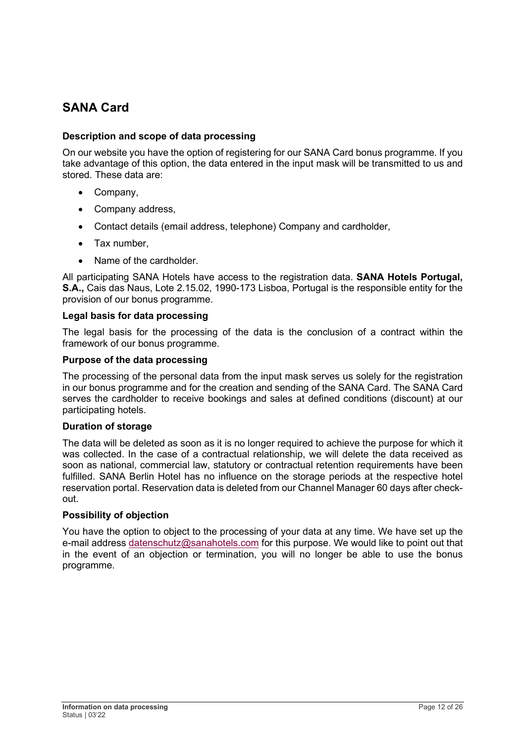## SANA Card

### Description and scope of data processing

On our website you have the option of registering for our SANA Card bonus programme. If you take advantage of this option, the data entered in the input mask will be transmitted to us and stored. These data are:

- Company,
- Company address,
- Contact details (email address, telephone) Company and cardholder,
- Tax number,
- Name of the cardholder.

All participating SANA Hotels have access to the registration data. **SANA Hotels Portugal, S.A.,** Cais das Naus, Lote 2.15.02, 1990-173 Lisboa, Portugal is the responsible entity for the provision of our bonus programme.

### Legal basis for data processing

The legal basis for the processing of the data is the conclusion of a contract within the framework of our bonus programme.

### Purpose of the data processing

The processing of the personal data from the input mask serves us solely for the registration in our bonus programme and for the creation and sending of the SANA Card. The SANA Card serves the cardholder to receive bookings and sales at defined conditions (discount) at our participating hotels.

### Duration of storage

The data will be deleted as soon as it is no longer required to achieve the purpose for which it was collected. In the case of a contractual relationship, we will delete the data received as soon as national, commercial law, statutory or contractual retention requirements have been fulfilled. SANA Berlin Hotel has no influence on the storage periods at the respective hotel reservation portal. Reservation data is deleted from our Channel Manager 60 days after check-out.

### Possibility of objection

You have the option to object to the processing of your data at any time. We have set up the e-mail address datenschutz@sanahotels.com for this purpose. We would like to point out that in the event of an objection or termination, you will no longer be able to use the bonus programme.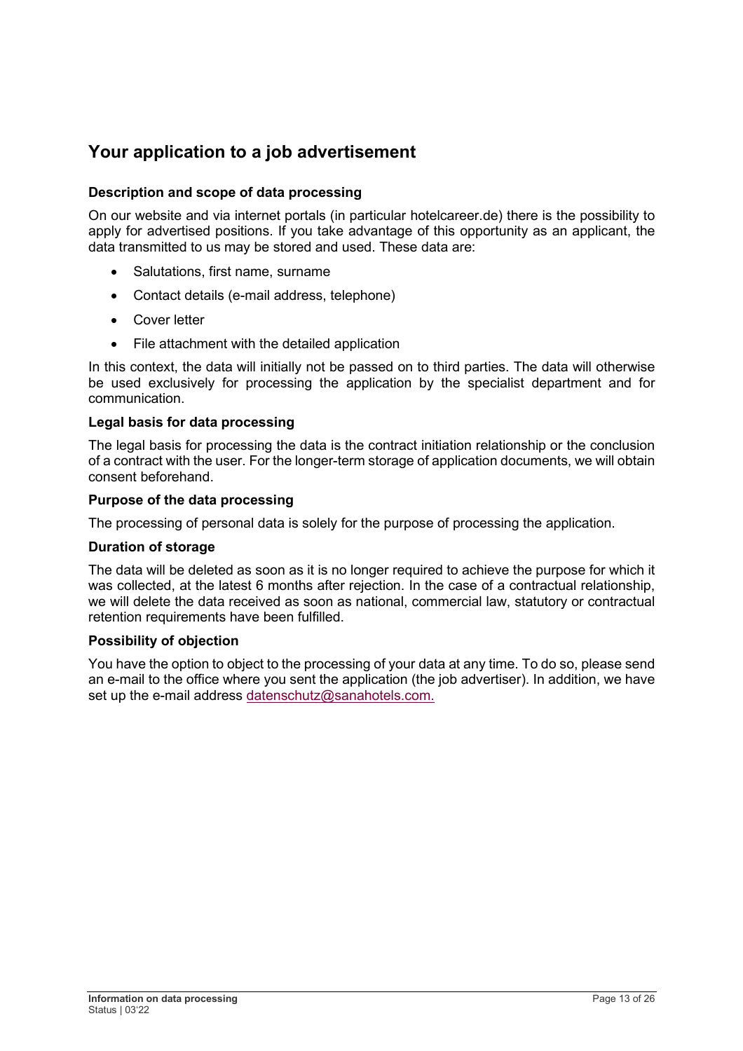## Your application to a job advertisement

### Description and scope of data processing

On our website and via internet portals (in particular hotelcareer.de) there is the possibility to apply for advertised positions. If you take advantage of this opportunity as an applicant, the data transmitted to us may be stored and used. These data are:

- Salutations, first name, surname
- Contact details (e-mail address, telephone)
- Cover letter
- File attachment with the detailed application

In this context, the data will initially not be passed on to third parties. The data will otherwise be used exclusively for processing the application by the specialist department and for communication.

### Legal basis for data processing

The legal basis for processing the data is the contract initiation relationship or the conclusion of a contract with the user. For the longer-term storage of application documents, we will obtain consent beforehand.

### Purpose of the data processing

The processing of personal data is solely for the purpose of processing the application.

### Duration of storage

The data will be deleted as soon as it is no longer required to achieve the purpose for which it was collected, at the latest 6 months after rejection. In the case of a contractual relationship, we will delete the data received as soon as national, commercial law, statutory or contractual retention requirements have been fulfilled.

### Possibility of objection

You have the option to object to the processing of your data at any time. To do so, please send an e-mail to the office where you sent the application (the job advertiser). In addition, we have set up the e-mail address datenschutz@sanahotels.com.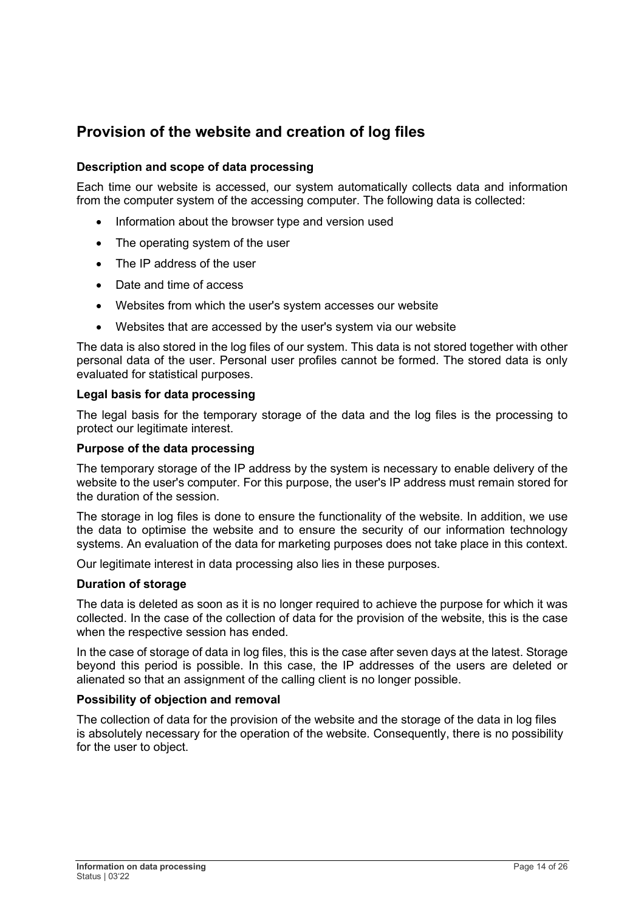## Provision of the website and creation of log files

### Description and scope of data processing

Each time our website is accessed, our system automatically collects data and information from the computer system of the accessing computer. The following data is collected:

- Information about the browser type and version used
- The operating system of the user
- The IP address of the user
- Date and time of access
- Websites from which the user's system accesses our website
- Websites that are accessed by the user's system via our website

The data is also stored in the log files of our system. This data is not stored together with other personal data of the user. Personal user profiles cannot be formed. The stored data is only evaluated for statistical purposes.

### Legal basis for data processing

The legal basis for the temporary storage of the data and the log files is the processing to protect our legitimate interest.

### Purpose of the data processing

The temporary storage of the IP address by the system is necessary to enable delivery of the website to the user's computer. For this purpose, the user's IP address must remain stored for the duration of the session.

The storage in log files is done to ensure the functionality of the website. In addition, we use the data to optimise the website and to ensure the security of our information technology systems. An evaluation of the data for marketing purposes does not take place in this context.

Our legitimate interest in data processing also lies in these purposes.

### Duration of storage

The data is deleted as soon as it is no longer required to achieve the purpose for which it was collected. In the case of the collection of data for the provision of the website, this is the case when the respective session has ended.

In the case of storage of data in log files, this is the case after seven days at the latest. Storage beyond this period is possible. In this case, the IP addresses of the users are deleted or alienated so that an assignment of the calling client is no longer possible.

### Possibility of objection and removal

The collection of data for the provision of the website and the storage of the data in log files is absolutely necessary for the operation of the website. Consequently, there is no possibility for the user to object.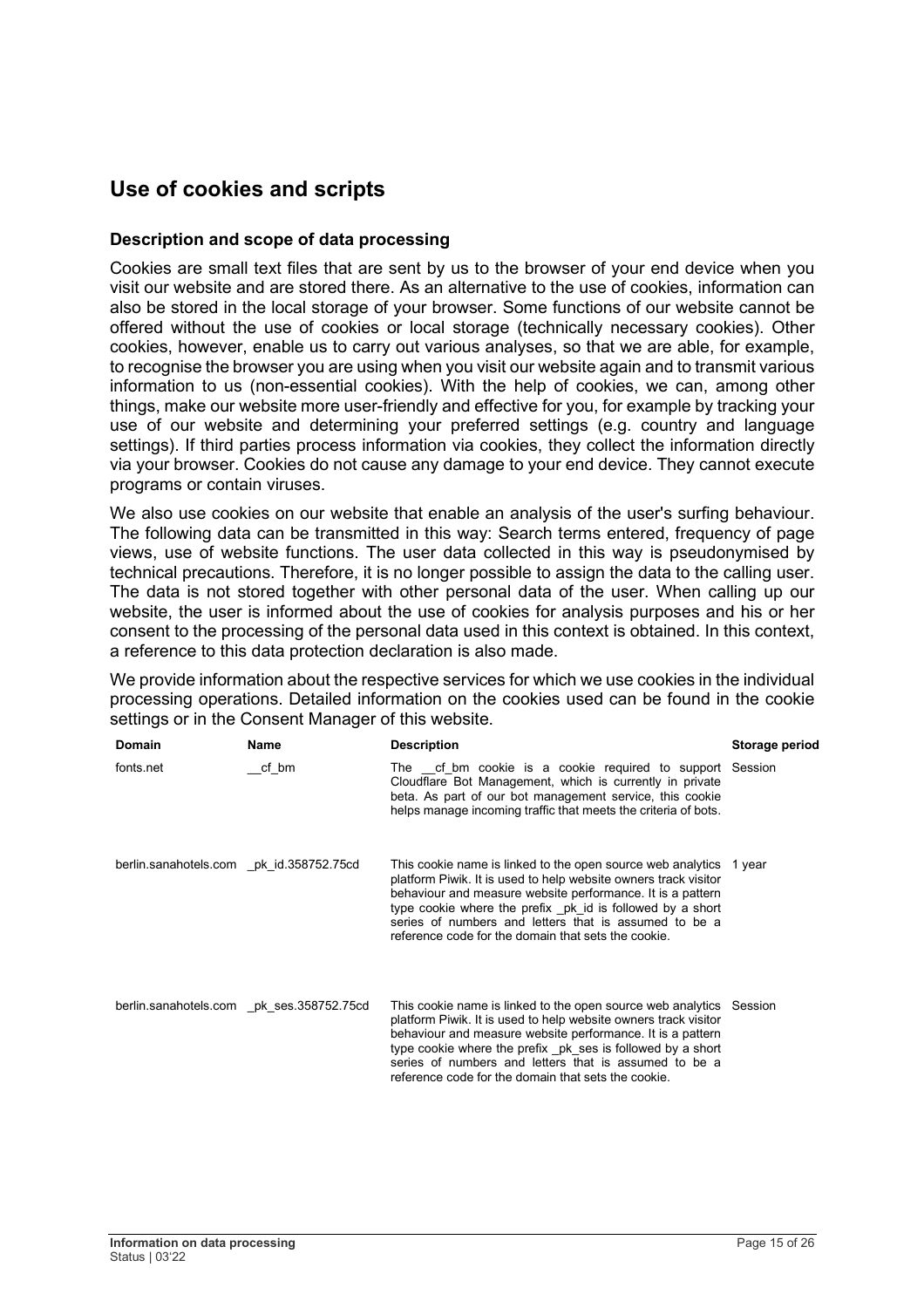## Use of cookies and scripts

### Description and scope of data processing

Cookies are small text files that are sent by us to the browser of your end device when you visit our website and are stored there. As an alternative to the use of cookies, information can also be stored in the local storage of your browser. Some functions of our website cannot be offered without the use of cookies or local storage (technically necessary cookies). Other cookies, however, enable us to carry out various analyses, so that we are able, for example, to recognise the browser you are using when you visit our website again and to transmit various information to us (non-essential cookies). With the help of cookies, we can, among other things, make our website more user-friendly and effective for you, for example by tracking your use of our website and determining your preferred settings (e.g. country and language settings). If third parties process information via cookies, they collect the information directly via your browser. Cookies do not cause any damage to your end device. They cannot execute programs or contain viruses.

We also use cookies on our website that enable an analysis of the user's surfing behaviour. The following data can be transmitted in this way: Search terms entered, frequency of page views, use of website functions. The user data collected in this way is pseudonymised by technical precautions. Therefore, it is no longer possible to assign the data to the calling user. The data is not stored together with other personal data of the user. When calling up our website, the user is informed about the use of cookies for analysis purposes and his or her consent to the processing of the personal data used in this context is obtained. In this context, a reference to this data protection declaration is also made.

We provide information about the respective services for which we use cookies in the individual processing operations. Detailed information on the cookies used can be found in the cookie settings or in the Consent Manager of this website.

| Domain | Name | Description | Storage period |
|---|---|---|---|
| fonts.net | __cf_bm | The __cf_bm cookie is a cookie required to support Cloudflare Bot Management, which is currently in private beta. As part of our bot management service, this cookie helps manage incoming traffic that meets the criteria of bots. | Session |
| berlin.sanahotels.com | _pk_id.358752.75cd | This cookie name is linked to the open source web analytics platform Piwik. It is used to help website owners track visitor behaviour and measure website performance. It is a pattern type cookie where the prefix _pk_id is followed by a short series of numbers and letters that is assumed to be a reference code for the domain that sets the cookie. | 1 year |
| berlin.sanahotels.com | _pk_ses.358752.75cd | This cookie name is linked to the open source web analytics platform Piwik. It is used to help website owners track visitor behaviour and measure website performance. It is a pattern type cookie where the prefix _pk_ses is followed by a short series of numbers and letters that is assumed to be a reference code for the domain that sets the cookie. | Session |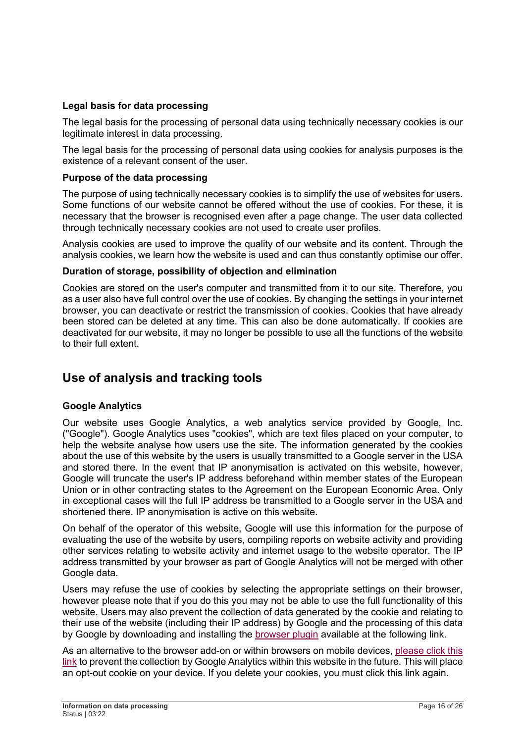### Legal basis for data processing

The legal basis for the processing of personal data using technically necessary cookies is our legitimate interest in data processing.

The legal basis for the processing of personal data using cookies for analysis purposes is the existence of a relevant consent of the user.

### Purpose of the data processing

The purpose of using technically necessary cookies is to simplify the use of websites for users. Some functions of our website cannot be offered without the use of cookies. For these, it is necessary that the browser is recognised even after a page change. The user data collected through technically necessary cookies are not used to create user profiles.

Analysis cookies are used to improve the quality of our website and its content. Through the analysis cookies, we learn how the website is used and can thus constantly optimise our offer.

### Duration of storage, possibility of objection and elimination

Cookies are stored on the user's computer and transmitted from it to our site. Therefore, you as a user also have full control over the use of cookies. By changing the settings in your internet browser, you can deactivate or restrict the transmission of cookies. Cookies that have already been stored can be deleted at any time. This can also be done automatically. If cookies are deactivated for our website, it may no longer be possible to use all the functions of the website to their full extent.

## Use of analysis and tracking tools

### Google Analytics

Our website uses Google Analytics, a web analytics service provided by Google, Inc. ("Google"). Google Analytics uses "cookies", which are text files placed on your computer, to help the website analyse how users use the site. The information generated by the cookies about the use of this website by the users is usually transmitted to a Google server in the USA and stored there. In the event that IP anonymisation is activated on this website, however, Google will truncate the user's IP address beforehand within member states of the European Union or in other contracting states to the Agreement on the European Economic Area. Only in exceptional cases will the full IP address be transmitted to a Google server in the USA and shortened there. IP anonymisation is active on this website.

On behalf of the operator of this website, Google will use this information for the purpose of evaluating the use of the website by users, compiling reports on website activity and providing other services relating to website activity and internet usage to the website operator. The IP address transmitted by your browser as part of Google Analytics will not be merged with other Google data.

Users may refuse the use of cookies by selecting the appropriate settings on their browser, however please note that if you do this you may not be able to use the full functionality of this website. Users may also prevent the collection of data generated by the cookie and relating to their use of the website (including their IP address) by Google and the processing of this data by Google by downloading and installing the browser plugin available at the following link.

As an alternative to the browser add-on or within browsers on mobile devices, please click this link to prevent the collection by Google Analytics within this website in the future. This will place an opt-out cookie on your device. If you delete your cookies, you must click this link again.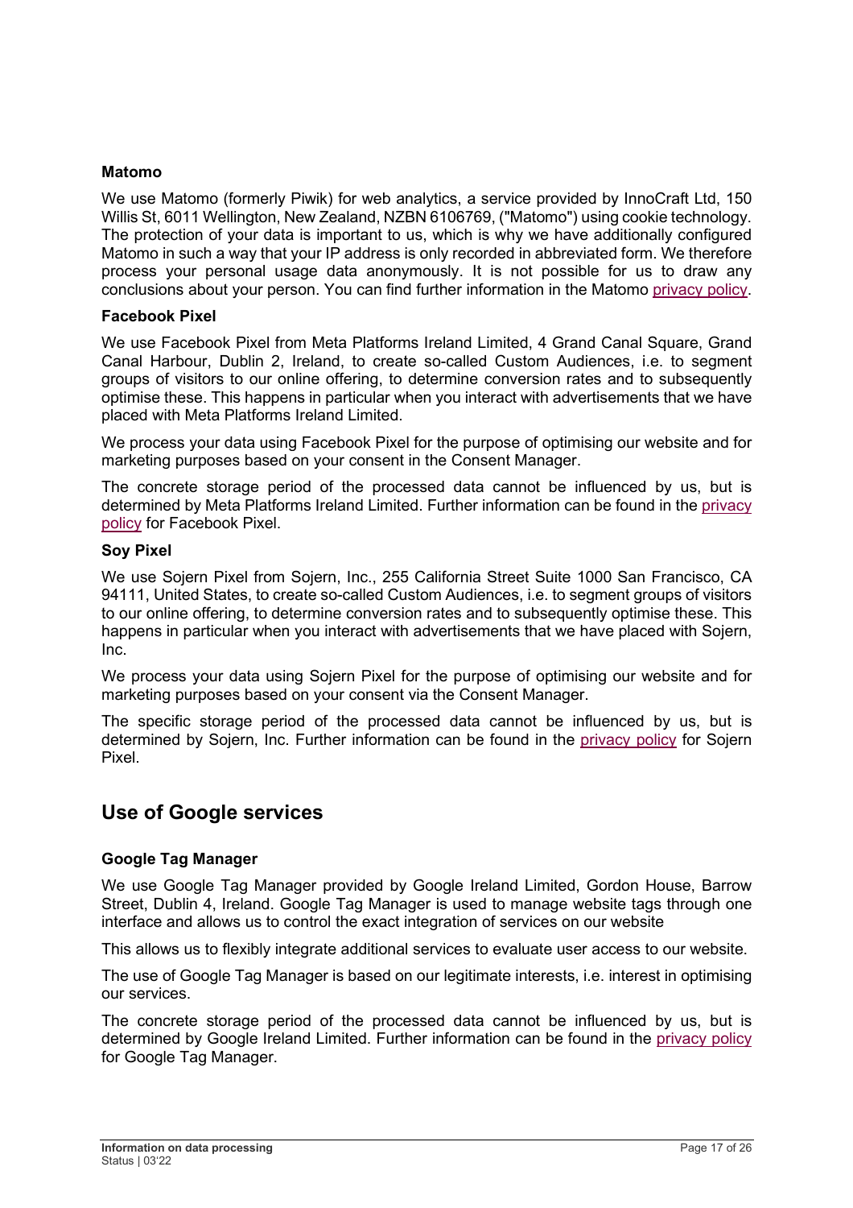### Matomo

We use Matomo (formerly Piwik) for web analytics, a service provided by InnoCraft Ltd, 150 Willis St, 6011 Wellington, New Zealand, NZBN 6106769, ("Matomo") using cookie technology. The protection of your data is important to us, which is why we have additionally configured Matomo in such a way that your IP address is only recorded in abbreviated form. We therefore process your personal usage data anonymously. It is not possible for us to draw any conclusions about your person. You can find further information in the Matomo privacy policy.

### Facebook Pixel

We use Facebook Pixel from Meta Platforms Ireland Limited, 4 Grand Canal Square, Grand Canal Harbour, Dublin 2, Ireland, to create so-called Custom Audiences, i.e. to segment groups of visitors to our online offering, to determine conversion rates and to subsequently optimise these. This happens in particular when you interact with advertisements that we have placed with Meta Platforms Ireland Limited.

We process your data using Facebook Pixel for the purpose of optimising our website and for marketing purposes based on your consent in the Consent Manager.

The concrete storage period of the processed data cannot be influenced by us, but is determined by Meta Platforms Ireland Limited. Further information can be found in the privacy policy for Facebook Pixel.

### Soy Pixel

We use Sojern Pixel from Sojern, Inc., 255 California Street Suite 1000 San Francisco, CA 94111, United States, to create so-called Custom Audiences, i.e. to segment groups of visitors to our online offering, to determine conversion rates and to subsequently optimise these. This happens in particular when you interact with advertisements that we have placed with Sojern, Inc.

We process your data using Sojern Pixel for the purpose of optimising our website and for marketing purposes based on your consent via the Consent Manager.

The specific storage period of the processed data cannot be influenced by us, but is determined by Sojern, Inc. Further information can be found in the privacy policy for Sojern Pixel.

## Use of Google services

### Google Tag Manager

We use Google Tag Manager provided by Google Ireland Limited, Gordon House, Barrow Street, Dublin 4, Ireland. Google Tag Manager is used to manage website tags through one interface and allows us to control the exact integration of services on our website

This allows us to flexibly integrate additional services to evaluate user access to our website.

The use of Google Tag Manager is based on our legitimate interests, i.e. interest in optimising our services.

The concrete storage period of the processed data cannot be influenced by us, but is determined by Google Ireland Limited. Further information can be found in the privacy policy for Google Tag Manager.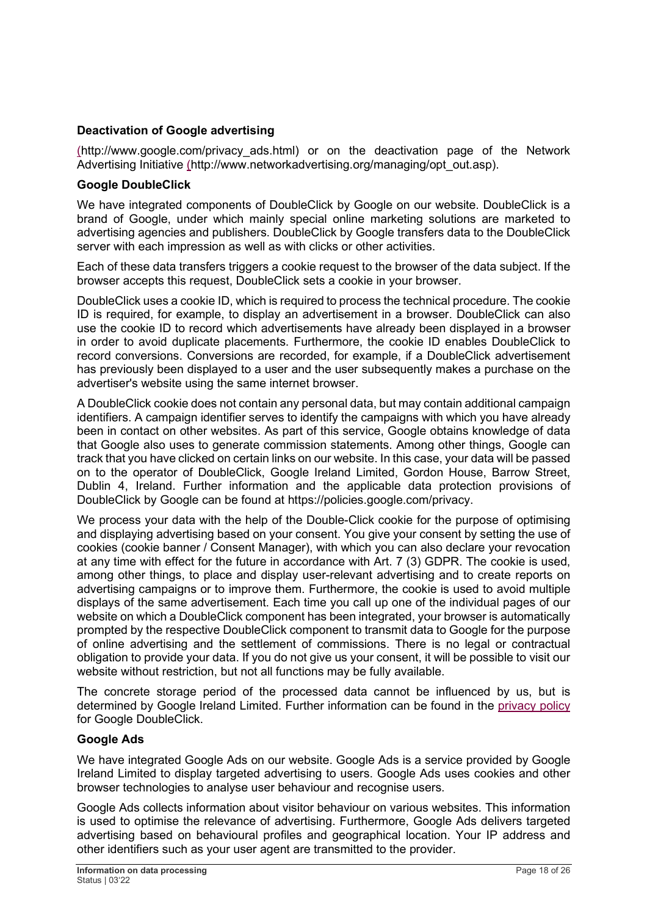**Deactivation of Google advertising**

(http://www.google.com/privacy_ads.html) or on the deactivation page of the Network Advertising Initiative (http://www.networkadvertising.org/managing/opt_out.asp).

**Google DoubleClick**

We have integrated components of DoubleClick by Google on our website. DoubleClick is a brand of Google, under which mainly special online marketing solutions are marketed to advertising agencies and publishers. DoubleClick by Google transfers data to the DoubleClick server with each impression as well as with clicks or other activities.

Each of these data transfers triggers a cookie request to the browser of the data subject. If the browser accepts this request, DoubleClick sets a cookie in your browser.

DoubleClick uses a cookie ID, which is required to process the technical procedure. The cookie ID is required, for example, to display an advertisement in a browser. DoubleClick can also use the cookie ID to record which advertisements have already been displayed in a browser in order to avoid duplicate placements. Furthermore, the cookie ID enables DoubleClick to record conversions. Conversions are recorded, for example, if a DoubleClick advertisement has previously been displayed to a user and the user subsequently makes a purchase on the advertiser's website using the same internet browser.

A DoubleClick cookie does not contain any personal data, but may contain additional campaign identifiers. A campaign identifier serves to identify the campaigns with which you have already been in contact on other websites. As part of this service, Google obtains knowledge of data that Google also uses to generate commission statements. Among other things, Google can track that you have clicked on certain links on our website. In this case, your data will be passed on to the operator of DoubleClick, Google Ireland Limited, Gordon House, Barrow Street, Dublin 4, Ireland. Further information and the applicable data protection provisions of DoubleClick by Google can be found at https://policies.google.com/privacy.

We process your data with the help of the Double-Click cookie for the purpose of optimising and displaying advertising based on your consent. You give your consent by setting the use of cookies (cookie banner / Consent Manager), with which you can also declare your revocation at any time with effect for the future in accordance with Art. 7 (3) GDPR. The cookie is used, among other things, to place and display user-relevant advertising and to create reports on advertising campaigns or to improve them. Furthermore, the cookie is used to avoid multiple displays of the same advertisement. Each time you call up one of the individual pages of our website on which a DoubleClick component has been integrated, your browser is automatically prompted by the respective DoubleClick component to transmit data to Google for the purpose of online advertising and the settlement of commissions. There is no legal or contractual obligation to provide your data. If you do not give us your consent, it will be possible to visit our website without restriction, but not all functions may be fully available.

The concrete storage period of the processed data cannot be influenced by us, but is determined by Google Ireland Limited. Further information can be found in the privacy policy for Google DoubleClick.

**Google Ads**

We have integrated Google Ads on our website. Google Ads is a service provided by Google Ireland Limited to display targeted advertising to users. Google Ads uses cookies and other browser technologies to analyse user behaviour and recognise users.

Google Ads collects information about visitor behaviour on various websites. This information is used to optimise the relevance of advertising. Furthermore, Google Ads delivers targeted advertising based on behavioural profiles and geographical location. Your IP address and other identifiers such as your user agent are transmitted to the provider.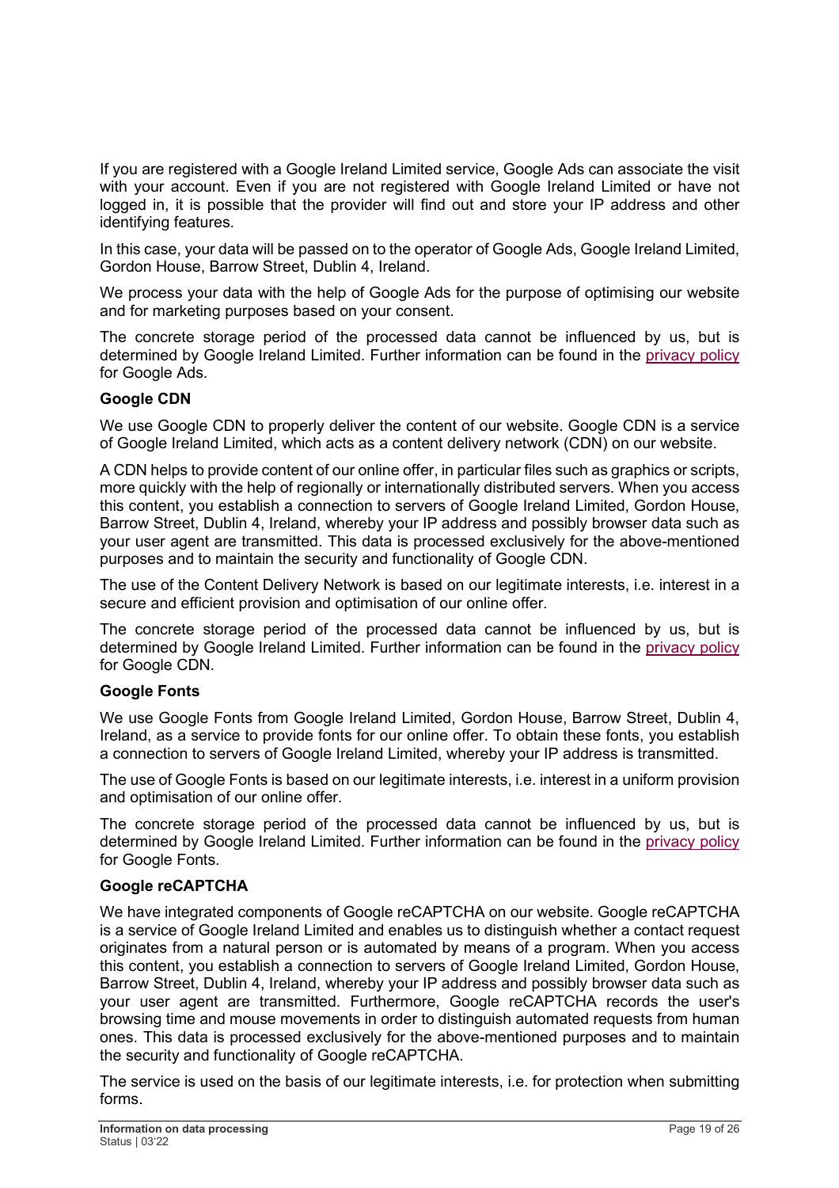If you are registered with a Google Ireland Limited service, Google Ads can associate the visit with your account. Even if you are not registered with Google Ireland Limited or have not logged in, it is possible that the provider will find out and store your IP address and other identifying features.

In this case, your data will be passed on to the operator of Google Ads, Google Ireland Limited, Gordon House, Barrow Street, Dublin 4, Ireland.

We process your data with the help of Google Ads for the purpose of optimising our website and for marketing purposes based on your consent.

The concrete storage period of the processed data cannot be influenced by us, but is determined by Google Ireland Limited. Further information can be found in the privacy policy for Google Ads.

**Google CDN**

We use Google CDN to properly deliver the content of our website. Google CDN is a service of Google Ireland Limited, which acts as a content delivery network (CDN) on our website.

A CDN helps to provide content of our online offer, in particular files such as graphics or scripts, more quickly with the help of regionally or internationally distributed servers. When you access this content, you establish a connection to servers of Google Ireland Limited, Gordon House, Barrow Street, Dublin 4, Ireland, whereby your IP address and possibly browser data such as your user agent are transmitted. This data is processed exclusively for the above-mentioned purposes and to maintain the security and functionality of Google CDN.

The use of the Content Delivery Network is based on our legitimate interests, i.e. interest in a secure and efficient provision and optimisation of our online offer.

The concrete storage period of the processed data cannot be influenced by us, but is determined by Google Ireland Limited. Further information can be found in the privacy policy for Google CDN.

**Google Fonts**

We use Google Fonts from Google Ireland Limited, Gordon House, Barrow Street, Dublin 4, Ireland, as a service to provide fonts for our online offer. To obtain these fonts, you establish a connection to servers of Google Ireland Limited, whereby your IP address is transmitted.

The use of Google Fonts is based on our legitimate interests, i.e. interest in a uniform provision and optimisation of our online offer.

The concrete storage period of the processed data cannot be influenced by us, but is determined by Google Ireland Limited. Further information can be found in the privacy policy for Google Fonts.

**Google reCAPTCHA**

We have integrated components of Google reCAPTCHA on our website. Google reCAPTCHA is a service of Google Ireland Limited and enables us to distinguish whether a contact request originates from a natural person or is automated by means of a program. When you access this content, you establish a connection to servers of Google Ireland Limited, Gordon House, Barrow Street, Dublin 4, Ireland, whereby your IP address and possibly browser data such as your user agent are transmitted. Furthermore, Google reCAPTCHA records the user's browsing time and mouse movements in order to distinguish automated requests from human ones. This data is processed exclusively for the above-mentioned purposes and to maintain the security and functionality of Google reCAPTCHA.

The service is used on the basis of our legitimate interests, i.e. for protection when submitting forms.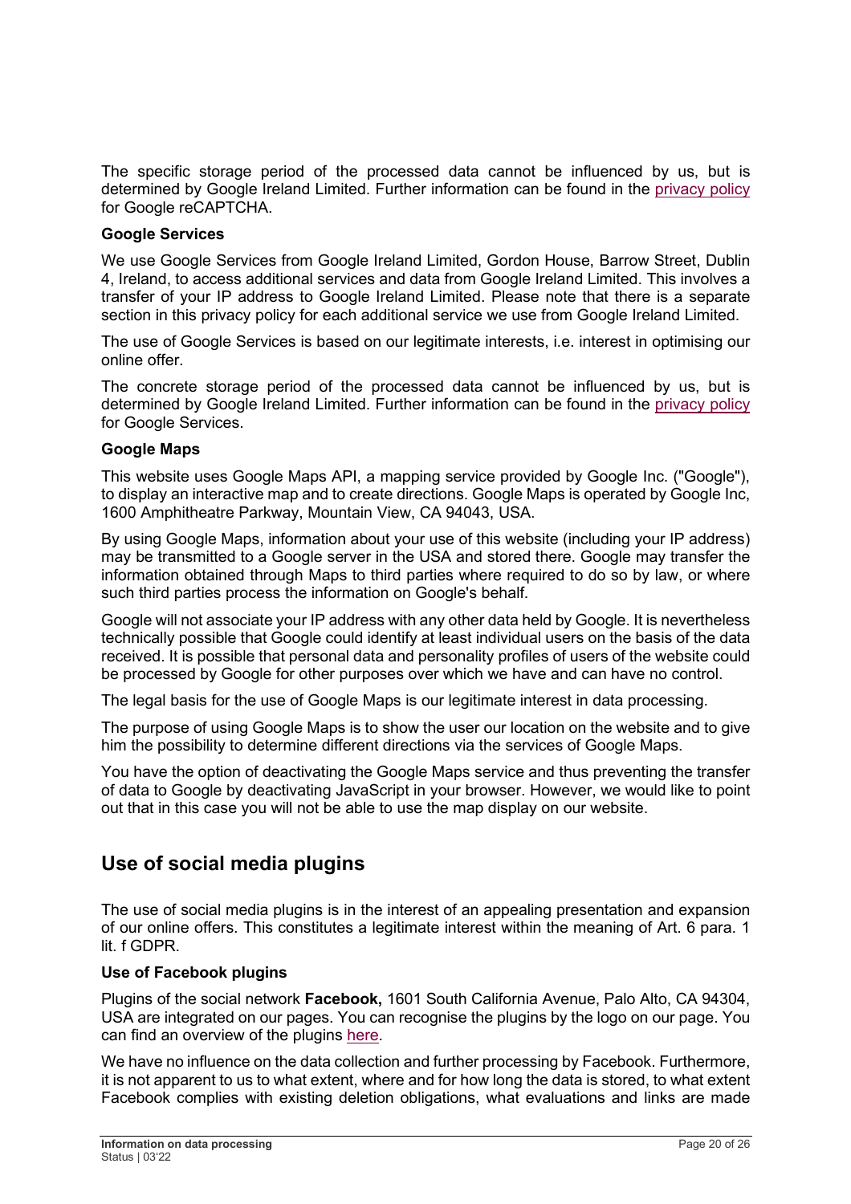The specific storage period of the processed data cannot be influenced by us, but is determined by Google Ireland Limited. Further information can be found in the privacy policy for Google reCAPTCHA.

**Google Services**

We use Google Services from Google Ireland Limited, Gordon House, Barrow Street, Dublin 4, Ireland, to access additional services and data from Google Ireland Limited. This involves a transfer of your IP address to Google Ireland Limited. Please note that there is a separate section in this privacy policy for each additional service we use from Google Ireland Limited.

The use of Google Services is based on our legitimate interests, i.e. interest in optimising our online offer.

The concrete storage period of the processed data cannot be influenced by us, but is determined by Google Ireland Limited. Further information can be found in the privacy policy for Google Services.

**Google Maps**

This website uses Google Maps API, a mapping service provided by Google Inc. ("Google"), to display an interactive map and to create directions. Google Maps is operated by Google Inc, 1600 Amphitheatre Parkway, Mountain View, CA 94043, USA.

By using Google Maps, information about your use of this website (including your IP address) may be transmitted to a Google server in the USA and stored there. Google may transfer the information obtained through Maps to third parties where required to do so by law, or where such third parties process the information on Google's behalf.

Google will not associate your IP address with any other data held by Google. It is nevertheless technically possible that Google could identify at least individual users on the basis of the data received. It is possible that personal data and personality profiles of users of the website could be processed by Google for other purposes over which we have and can have no control.

The legal basis for the use of Google Maps is our legitimate interest in data processing.

The purpose of using Google Maps is to show the user our location on the website and to give him the possibility to determine different directions via the services of Google Maps.

You have the option of deactivating the Google Maps service and thus preventing the transfer of data to Google by deactivating JavaScript in your browser. However, we would like to point out that in this case you will not be able to use the map display on our website.

## Use of social media plugins

The use of social media plugins is in the interest of an appealing presentation and expansion of our online offers. This constitutes a legitimate interest within the meaning of Art. 6 para. 1 lit. f GDPR.

**Use of Facebook plugins**

Plugins of the social network **Facebook,** 1601 South California Avenue, Palo Alto, CA 94304, USA are integrated on our pages. You can recognise the plugins by the logo on our page. You can find an overview of the plugins here.

We have no influence on the data collection and further processing by Facebook. Furthermore, it is not apparent to us to what extent, where and for how long the data is stored, to what extent Facebook complies with existing deletion obligations, what evaluations and links are made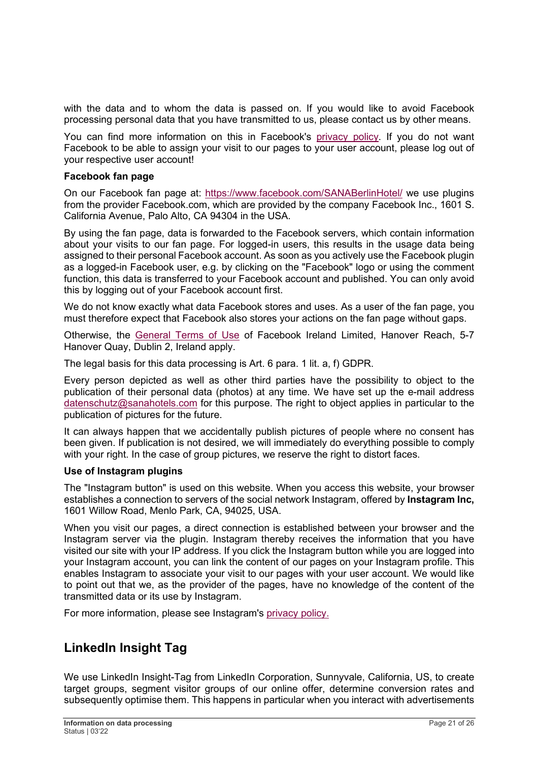with the data and to whom the data is passed on. If you would like to avoid Facebook processing personal data that you have transmitted to us, please contact us by other means.

You can find more information on this in Facebook's privacy policy. If you do not want Facebook to be able to assign your visit to our pages to your user account, please log out of your respective user account!

**Facebook fan page**

On our Facebook fan page at: https://www.facebook.com/SANABerlinHotel/ we use plugins from the provider Facebook.com, which are provided by the company Facebook Inc., 1601 S. California Avenue, Palo Alto, CA 94304 in the USA.

By using the fan page, data is forwarded to the Facebook servers, which contain information about your visits to our fan page. For logged-in users, this results in the usage data being assigned to their personal Facebook account. As soon as you actively use the Facebook plugin as a logged-in Facebook user, e.g. by clicking on the "Facebook" logo or using the comment function, this data is transferred to your Facebook account and published. You can only avoid this by logging out of your Facebook account first.

We do not know exactly what data Facebook stores and uses. As a user of the fan page, you must therefore expect that Facebook also stores your actions on the fan page without gaps.

Otherwise, the General Terms of Use of Facebook Ireland Limited, Hanover Reach, 5-7 Hanover Quay, Dublin 2, Ireland apply.

The legal basis for this data processing is Art. 6 para. 1 lit. a, f) GDPR.

Every person depicted as well as other third parties have the possibility to object to the publication of their personal data (photos) at any time. We have set up the e-mail address datenschutz@sanahotels.com for this purpose. The right to object applies in particular to the publication of pictures for the future.

It can always happen that we accidentally publish pictures of people where no consent has been given. If publication is not desired, we will immediately do everything possible to comply with your right. In the case of group pictures, we reserve the right to distort faces.

**Use of Instagram plugins**

The "Instagram button" is used on this website. When you access this website, your browser establishes a connection to servers of the social network Instagram, offered by **Instagram Inc,** 1601 Willow Road, Menlo Park, CA, 94025, USA.

When you visit our pages, a direct connection is established between your browser and the Instagram server via the plugin. Instagram thereby receives the information that you have visited our site with your IP address. If you click the Instagram button while you are logged into your Instagram account, you can link the content of our pages on your Instagram profile. This enables Instagram to associate your visit to our pages with your user account. We would like to point out that we, as the provider of the pages, have no knowledge of the content of the transmitted data or its use by Instagram.

For more information, please see Instagram's privacy policy.

## LinkedIn Insight Tag

We use LinkedIn Insight-Tag from LinkedIn Corporation, Sunnyvale, California, US, to create target groups, segment visitor groups of our online offer, determine conversion rates and subsequently optimise them. This happens in particular when you interact with advertisements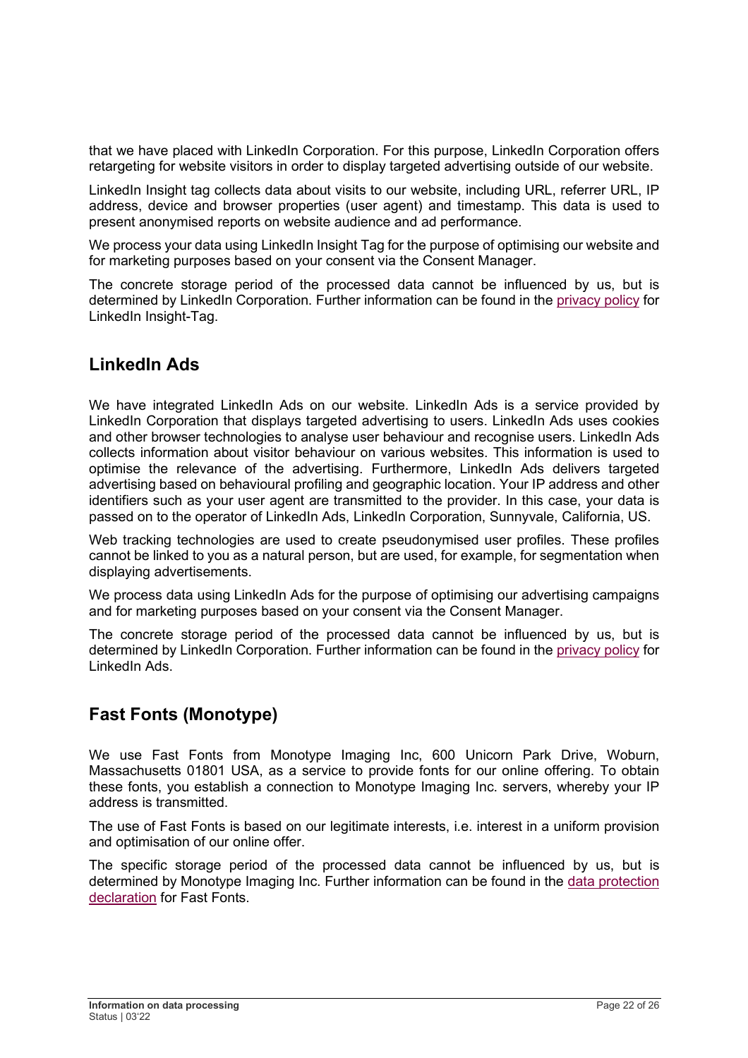that we have placed with LinkedIn Corporation. For this purpose, LinkedIn Corporation offers retargeting for website visitors in order to display targeted advertising outside of our website.

LinkedIn Insight tag collects data about visits to our website, including URL, referrer URL, IP address, device and browser properties (user agent) and timestamp. This data is used to present anonymised reports on website audience and ad performance.

We process your data using LinkedIn Insight Tag for the purpose of optimising our website and for marketing purposes based on your consent via the Consent Manager.

The concrete storage period of the processed data cannot be influenced by us, but is determined by LinkedIn Corporation. Further information can be found in the privacy policy for LinkedIn Insight-Tag.

## LinkedIn Ads

We have integrated LinkedIn Ads on our website. LinkedIn Ads is a service provided by LinkedIn Corporation that displays targeted advertising to users. LinkedIn Ads uses cookies and other browser technologies to analyse user behaviour and recognise users. LinkedIn Ads collects information about visitor behaviour on various websites. This information is used to optimise the relevance of the advertising. Furthermore, LinkedIn Ads delivers targeted advertising based on behavioural profiling and geographic location. Your IP address and other identifiers such as your user agent are transmitted to the provider. In this case, your data is passed on to the operator of LinkedIn Ads, LinkedIn Corporation, Sunnyvale, California, US.

Web tracking technologies are used to create pseudonymised user profiles. These profiles cannot be linked to you as a natural person, but are used, for example, for segmentation when displaying advertisements.

We process data using LinkedIn Ads for the purpose of optimising our advertising campaigns and for marketing purposes based on your consent via the Consent Manager.

The concrete storage period of the processed data cannot be influenced by us, but is determined by LinkedIn Corporation. Further information can be found in the privacy policy for LinkedIn Ads.

## Fast Fonts (Monotype)

We use Fast Fonts from Monotype Imaging Inc, 600 Unicorn Park Drive, Woburn, Massachusetts 01801 USA, as a service to provide fonts for our online offering. To obtain these fonts, you establish a connection to Monotype Imaging Inc. servers, whereby your IP address is transmitted.

The use of Fast Fonts is based on our legitimate interests, i.e. interest in a uniform provision and optimisation of our online offer.

The specific storage period of the processed data cannot be influenced by us, but is determined by Monotype Imaging Inc. Further information can be found in the data protection declaration for Fast Fonts.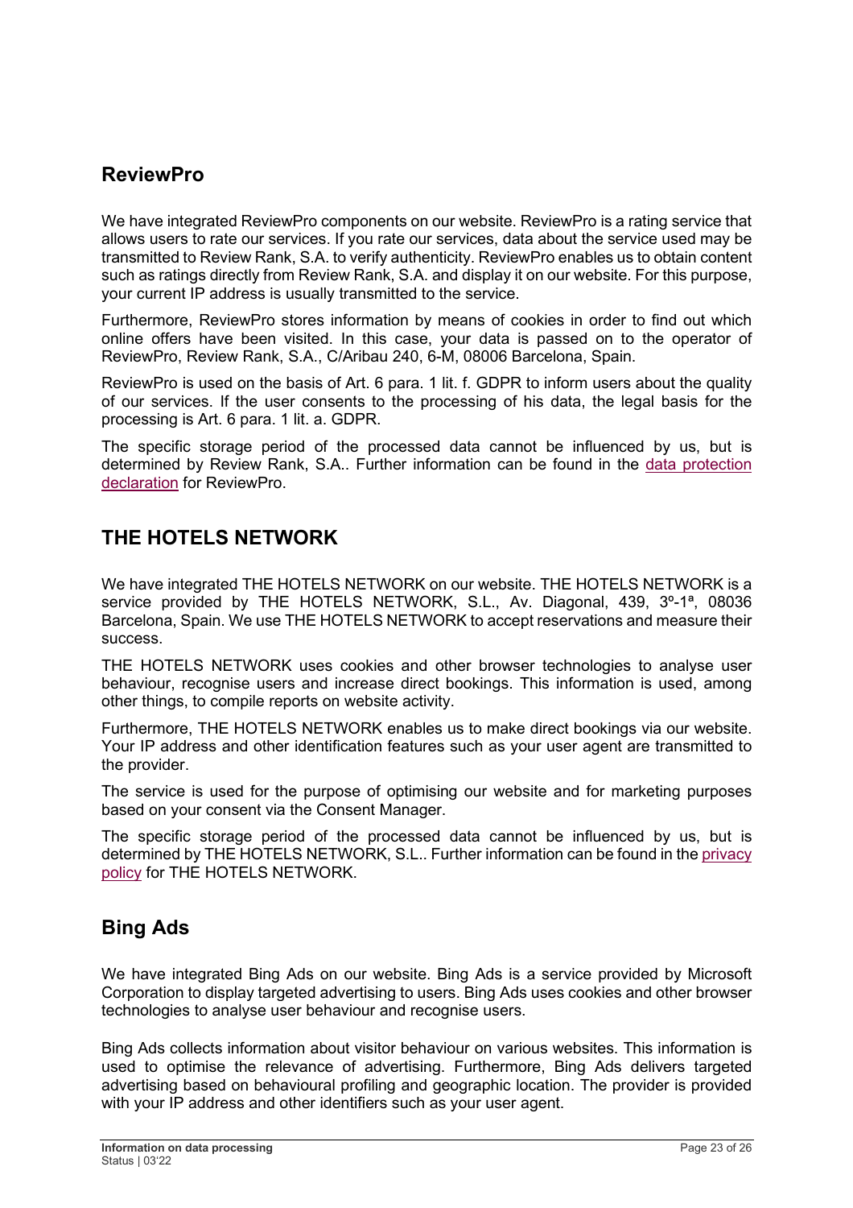## ReviewPro

We have integrated ReviewPro components on our website. ReviewPro is a rating service that allows users to rate our services. If you rate our services, data about the service used may be transmitted to Review Rank, S.A. to verify authenticity. ReviewPro enables us to obtain content such as ratings directly from Review Rank, S.A. and display it on our website. For this purpose, your current IP address is usually transmitted to the service.

Furthermore, ReviewPro stores information by means of cookies in order to find out which online offers have been visited. In this case, your data is passed on to the operator of ReviewPro, Review Rank, S.A., C/Aribau 240, 6-M, 08006 Barcelona, Spain.

ReviewPro is used on the basis of Art. 6 para. 1 lit. f. GDPR to inform users about the quality of our services. If the user consents to the processing of his data, the legal basis for the processing is Art. 6 para. 1 lit. a. GDPR.

The specific storage period of the processed data cannot be influenced by us, but is determined by Review Rank, S.A.. Further information can be found in the data protection declaration for ReviewPro.

## THE HOTELS NETWORK

We have integrated THE HOTELS NETWORK on our website. THE HOTELS NETWORK is a service provided by THE HOTELS NETWORK, S.L., Av. Diagonal, 439, 3º-1ª, 08036 Barcelona, Spain. We use THE HOTELS NETWORK to accept reservations and measure their success.

THE HOTELS NETWORK uses cookies and other browser technologies to analyse user behaviour, recognise users and increase direct bookings. This information is used, among other things, to compile reports on website activity.

Furthermore, THE HOTELS NETWORK enables us to make direct bookings via our website. Your IP address and other identification features such as your user agent are transmitted to the provider.

The service is used for the purpose of optimising our website and for marketing purposes based on your consent via the Consent Manager.

The specific storage period of the processed data cannot be influenced by us, but is determined by THE HOTELS NETWORK, S.L.. Further information can be found in the privacy policy for THE HOTELS NETWORK.

## Bing Ads

We have integrated Bing Ads on our website. Bing Ads is a service provided by Microsoft Corporation to display targeted advertising to users. Bing Ads uses cookies and other browser technologies to analyse user behaviour and recognise users.

Bing Ads collects information about visitor behaviour on various websites. This information is used to optimise the relevance of advertising. Furthermore, Bing Ads delivers targeted advertising based on behavioural profiling and geographic location. The provider is provided with your IP address and other identifiers such as your user agent.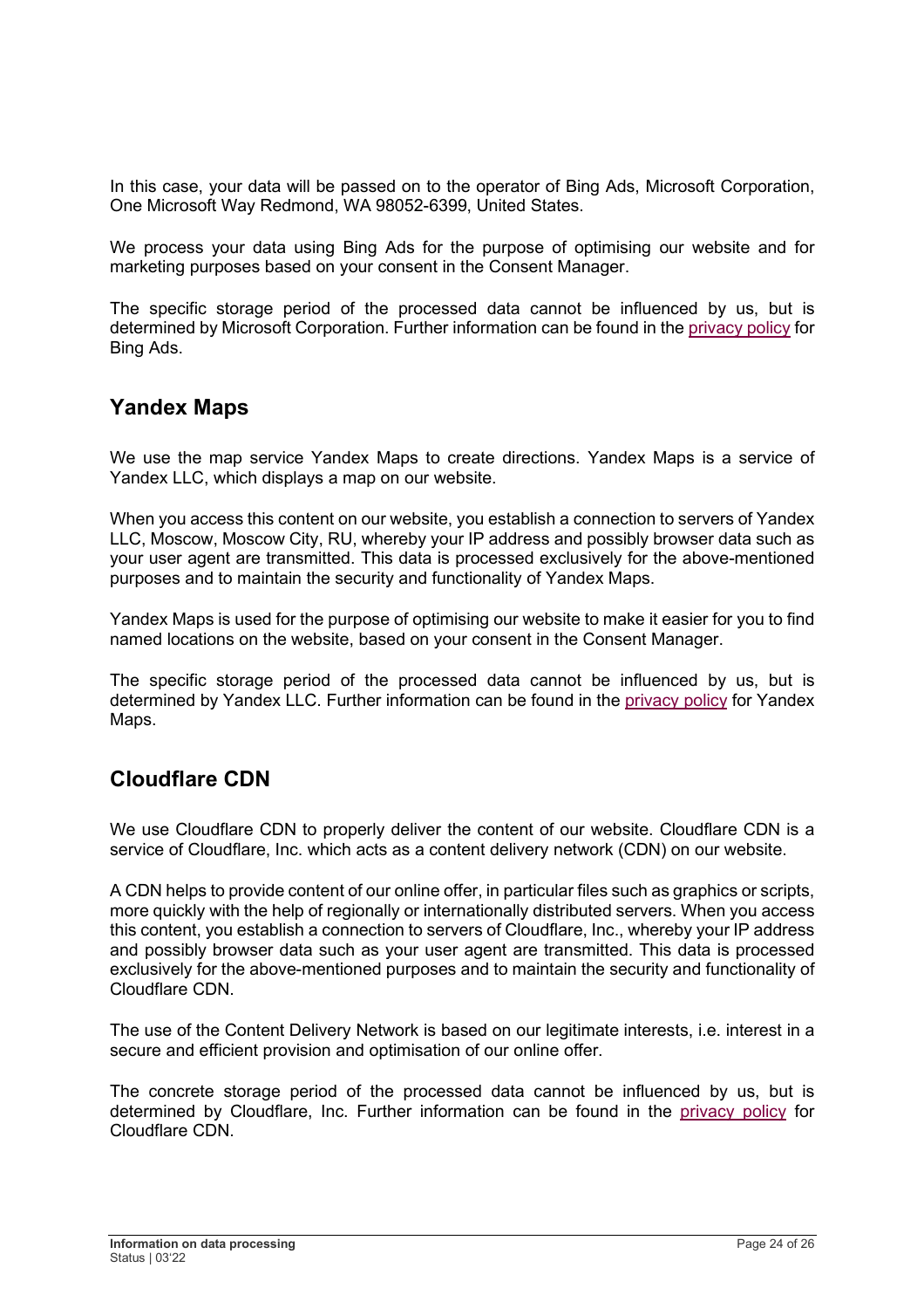In this case, your data will be passed on to the operator of Bing Ads, Microsoft Corporation, One Microsoft Way Redmond, WA 98052-6399, United States.

We process your data using Bing Ads for the purpose of optimising our website and for marketing purposes based on your consent in the Consent Manager.

The specific storage period of the processed data cannot be influenced by us, but is determined by Microsoft Corporation. Further information can be found in the privacy policy for Bing Ads.

## Yandex Maps

We use the map service Yandex Maps to create directions. Yandex Maps is a service of Yandex LLC, which displays a map on our website.

When you access this content on our website, you establish a connection to servers of Yandex LLC, Moscow, Moscow City, RU, whereby your IP address and possibly browser data such as your user agent are transmitted. This data is processed exclusively for the above-mentioned purposes and to maintain the security and functionality of Yandex Maps.

Yandex Maps is used for the purpose of optimising our website to make it easier for you to find named locations on the website, based on your consent in the Consent Manager.

The specific storage period of the processed data cannot be influenced by us, but is determined by Yandex LLC. Further information can be found in the privacy policy for Yandex Maps.

## Cloudflare CDN

We use Cloudflare CDN to properly deliver the content of our website. Cloudflare CDN is a service of Cloudflare, Inc. which acts as a content delivery network (CDN) on our website.

A CDN helps to provide content of our online offer, in particular files such as graphics or scripts, more quickly with the help of regionally or internationally distributed servers. When you access this content, you establish a connection to servers of Cloudflare, Inc., whereby your IP address and possibly browser data such as your user agent are transmitted. This data is processed exclusively for the above-mentioned purposes and to maintain the security and functionality of Cloudflare CDN.

The use of the Content Delivery Network is based on our legitimate interests, i.e. interest in a secure and efficient provision and optimisation of our online offer.

The concrete storage period of the processed data cannot be influenced by us, but is determined by Cloudflare, Inc. Further information can be found in the privacy policy for Cloudflare CDN.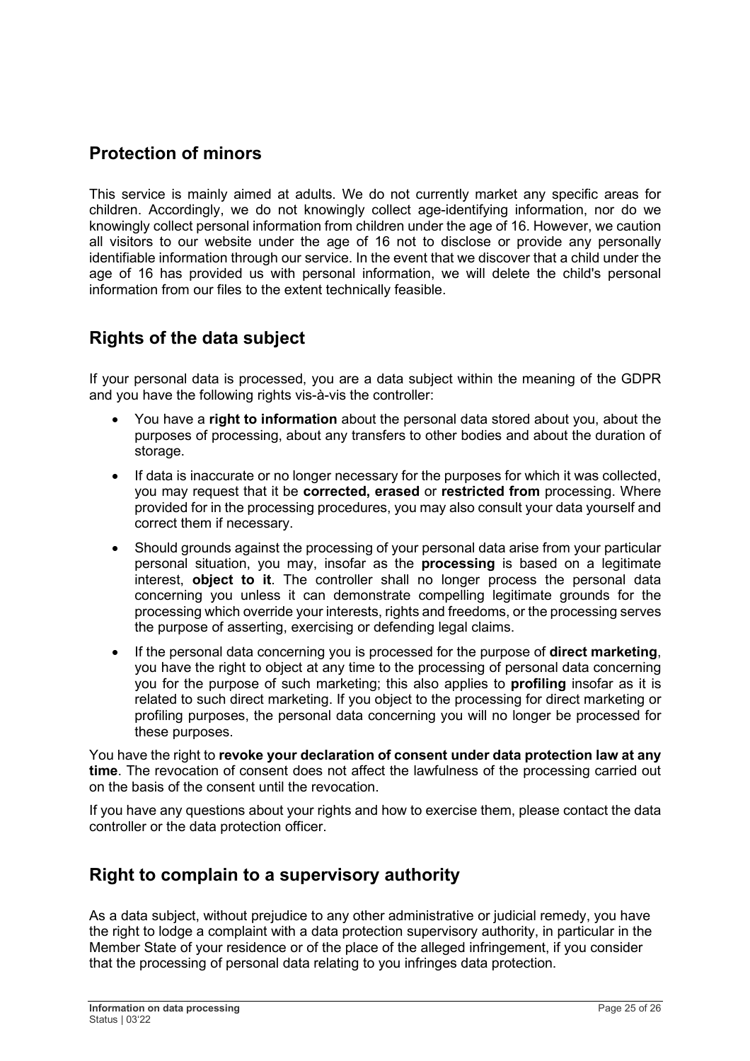## Protection of minors

This service is mainly aimed at adults. We do not currently market any specific areas for children. Accordingly, we do not knowingly collect age-identifying information, nor do we knowingly collect personal information from children under the age of 16. However, we caution all visitors to our website under the age of 16 not to disclose or provide any personally identifiable information through our service. In the event that we discover that a child under the age of 16 has provided us with personal information, we will delete the child's personal information from our files to the extent technically feasible.

## Rights of the data subject

If your personal data is processed, you are a data subject within the meaning of the GDPR and you have the following rights vis-à-vis the controller:

- You have a **right to information** about the personal data stored about you, about the purposes of processing, about any transfers to other bodies and about the duration of storage.
- If data is inaccurate or no longer necessary for the purposes for which it was collected, you may request that it be **corrected, erased** or **restricted from** processing. Where provided for in the processing procedures, you may also consult your data yourself and correct them if necessary.
- Should grounds against the processing of your personal data arise from your particular personal situation, you may, insofar as the **processing** is based on a legitimate interest, **object to it**. The controller shall no longer process the personal data concerning you unless it can demonstrate compelling legitimate grounds for the processing which override your interests, rights and freedoms, or the processing serves the purpose of asserting, exercising or defending legal claims.
- If the personal data concerning you is processed for the purpose of **direct marketing**, you have the right to object at any time to the processing of personal data concerning you for the purpose of such marketing; this also applies to **profiling** insofar as it is related to such direct marketing. If you object to the processing for direct marketing or profiling purposes, the personal data concerning you will no longer be processed for these purposes.

You have the right to **revoke your declaration of consent under data protection law at any time**. The revocation of consent does not affect the lawfulness of the processing carried out on the basis of the consent until the revocation.

If you have any questions about your rights and how to exercise them, please contact the data controller or the data protection officer.

## Right to complain to a supervisory authority

As a data subject, without prejudice to any other administrative or judicial remedy, you have the right to lodge a complaint with a data protection supervisory authority, in particular in the Member State of your residence or of the place of the alleged infringement, if you consider that the processing of personal data relating to you infringes data protection.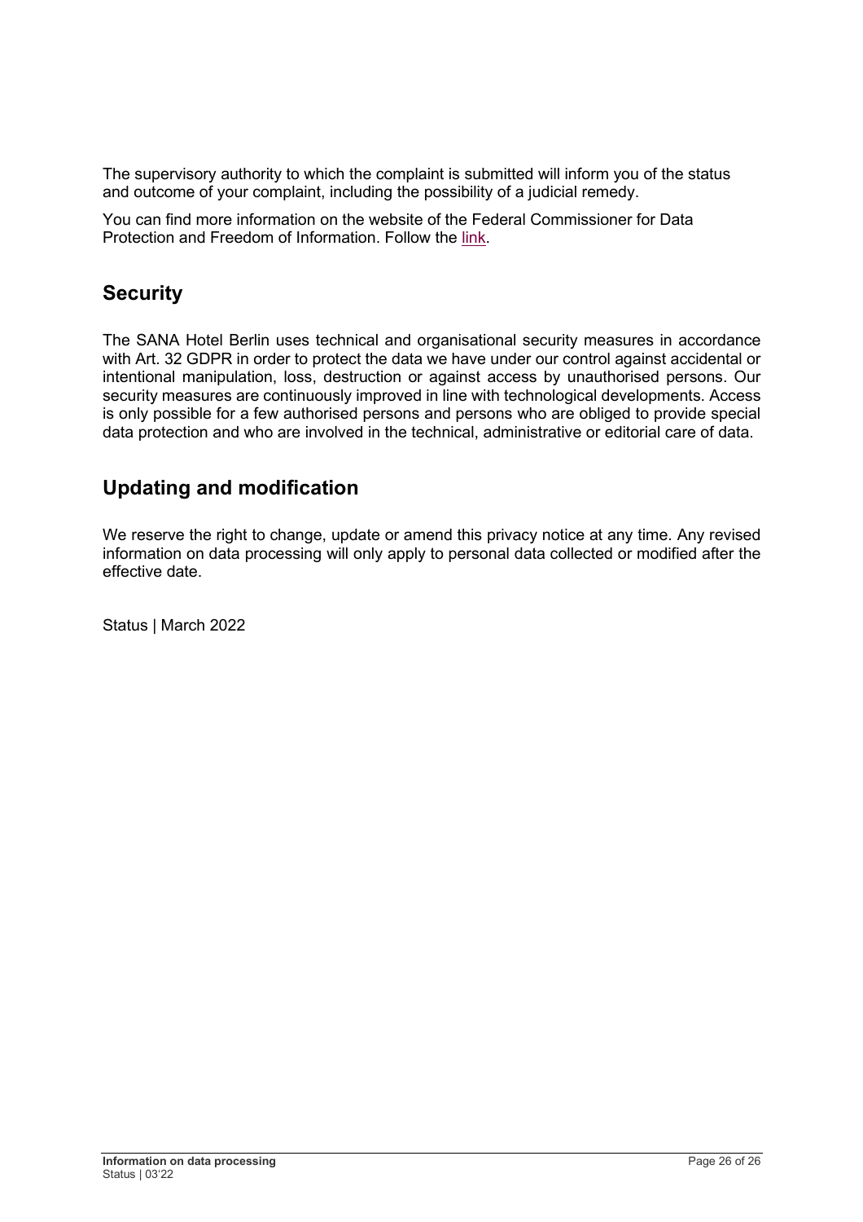The supervisory authority to which the complaint is submitted will inform you of the status and outcome of your complaint, including the possibility of a judicial remedy.

You can find more information on the website of the Federal Commissioner for Data Protection and Freedom of Information. Follow the link.

## Security

The SANA Hotel Berlin uses technical and organisational security measures in accordance with Art. 32 GDPR in order to protect the data we have under our control against accidental or intentional manipulation, loss, destruction or against access by unauthorised persons. Our security measures are continuously improved in line with technological developments. Access is only possible for a few authorised persons and persons who are obliged to provide special data protection and who are involved in the technical, administrative or editorial care of data.

## Updating and modification

We reserve the right to change, update or amend this privacy notice at any time. Any revised information on data processing will only apply to personal data collected or modified after the effective date.

Status | March 2022